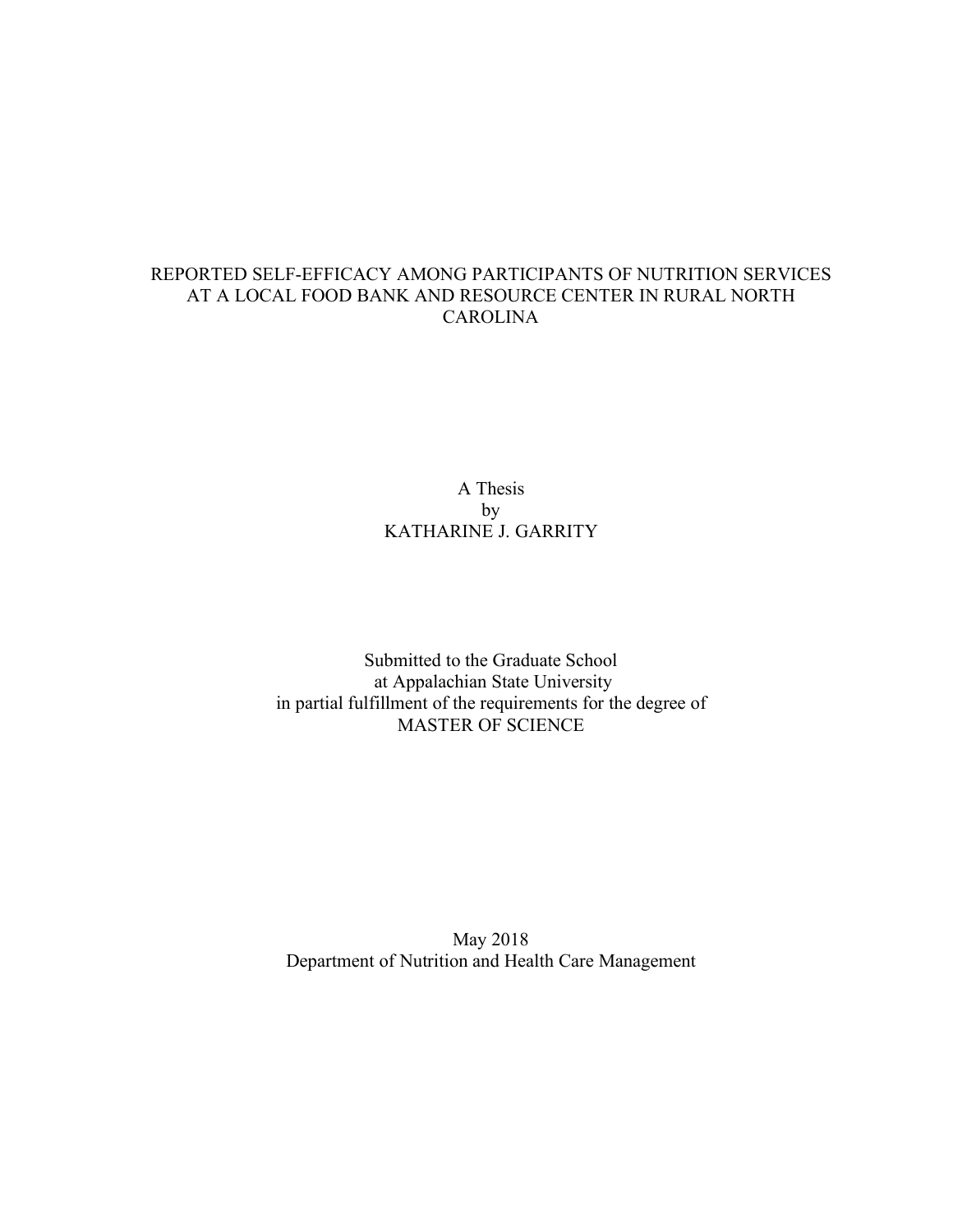# REPORTED SELF-EFFICACY AMONG PARTICIPANTS OF NUTRITION SERVICES AT A LOCAL FOOD BANK AND RESOURCE CENTER IN RURAL NORTH CAROLINA

A Thesis  
by  
KATHARINE J. GARRITY

Submitted to the Graduate School  
at Appalachian State University  
in partial fulfillment of the requirements for the degree of  
MASTER OF SCIENCE

May 2018  
Department of Nutrition and Health Care Management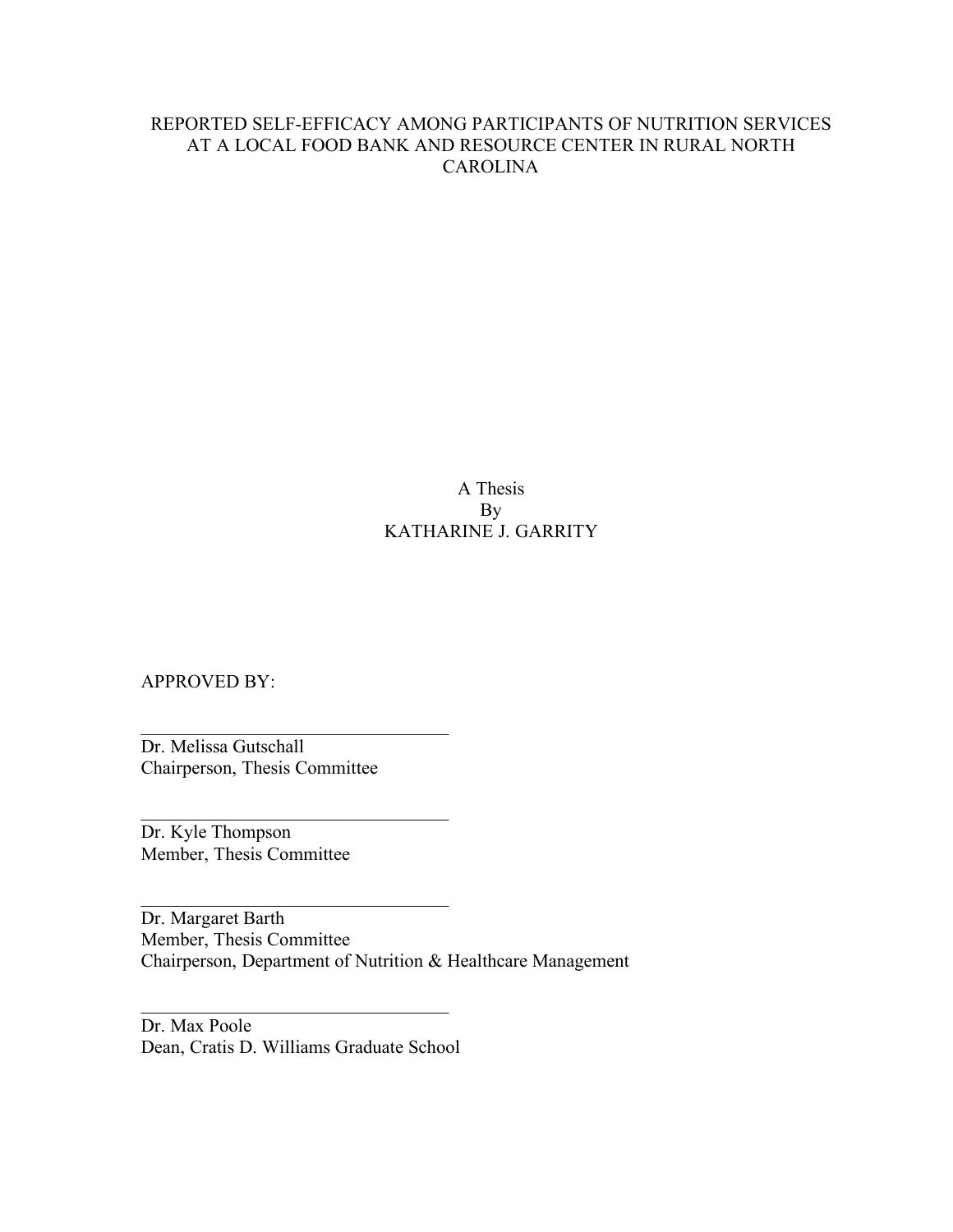REPORTED SELF-EFFICACY AMONG PARTICIPANTS OF NUTRITION SERVICES AT A LOCAL FOOD BANK AND RESOURCE CENTER IN RURAL NORTH CAROLINA

A Thesis
By
KATHARINE J. GARRITY

APPROVED BY:

\_\_\_\_\_\_\_\_\_\_\_\_\_\_\_\_\_\_\_\_\_\_\_\_\_\_\_\_\_\_\_\_\_\_

Dr. Melissa Gutschall
Chairperson, Thesis Committee

\_\_\_\_\_\_\_\_\_\_\_\_\_\_\_\_\_\_\_\_\_\_\_\_\_\_\_\_\_\_\_\_\_\_

Dr. Kyle Thompson
Member, Thesis Committee

\_\_\_\_\_\_\_\_\_\_\_\_\_\_\_\_\_\_\_\_\_\_\_\_\_\_\_\_\_\_\_\_\_\_

Dr. Margaret Barth
Member, Thesis Committee
Chairperson, Department of Nutrition & Healthcare Management

\_\_\_\_\_\_\_\_\_\_\_\_\_\_\_\_\_\_\_\_\_\_\_\_\_\_\_\_\_\_\_\_\_\_

Dr. Max Poole
Dean, Cratis D. Williams Graduate School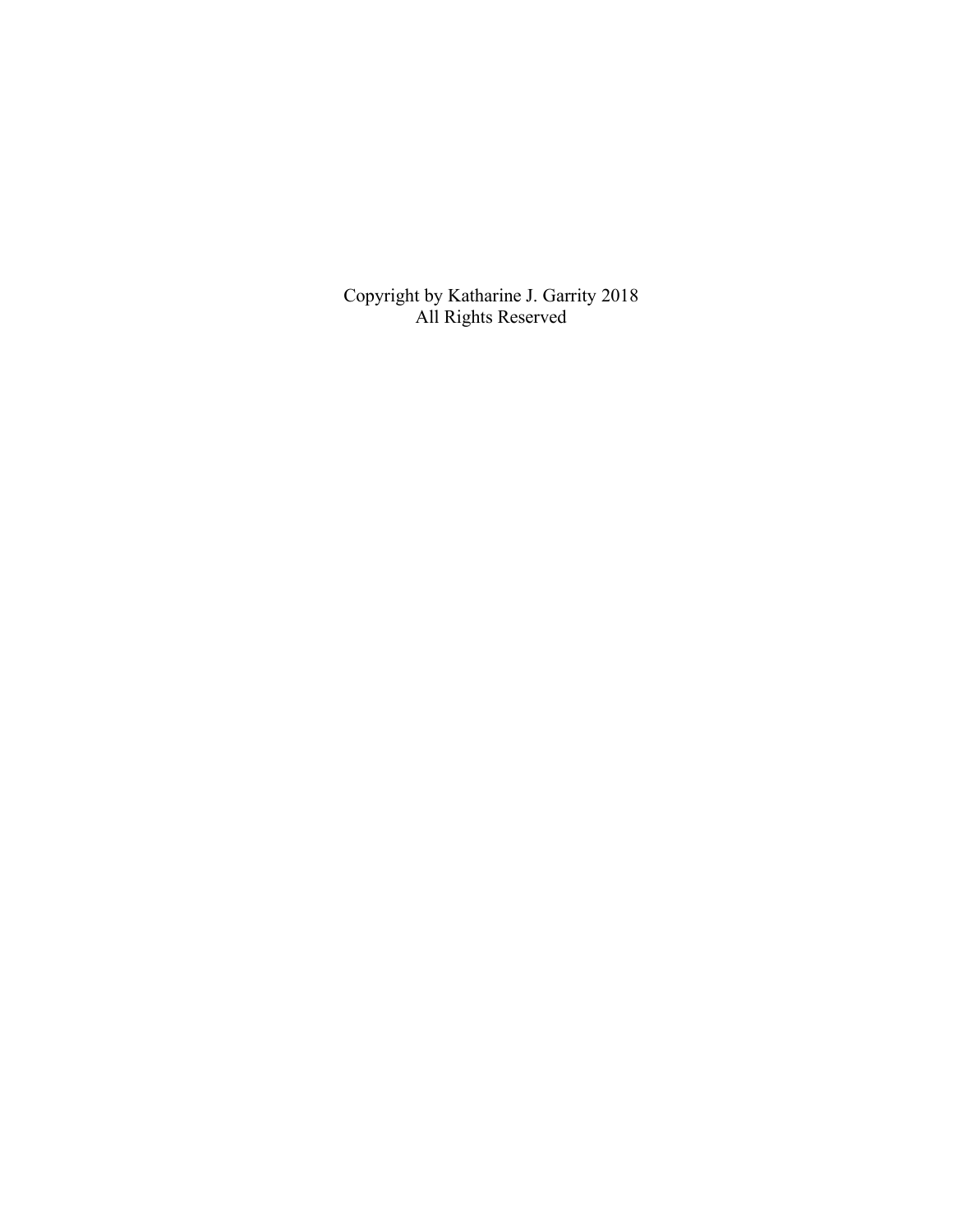Copyright by Katharine J. Garrity 2018
All Rights Reserved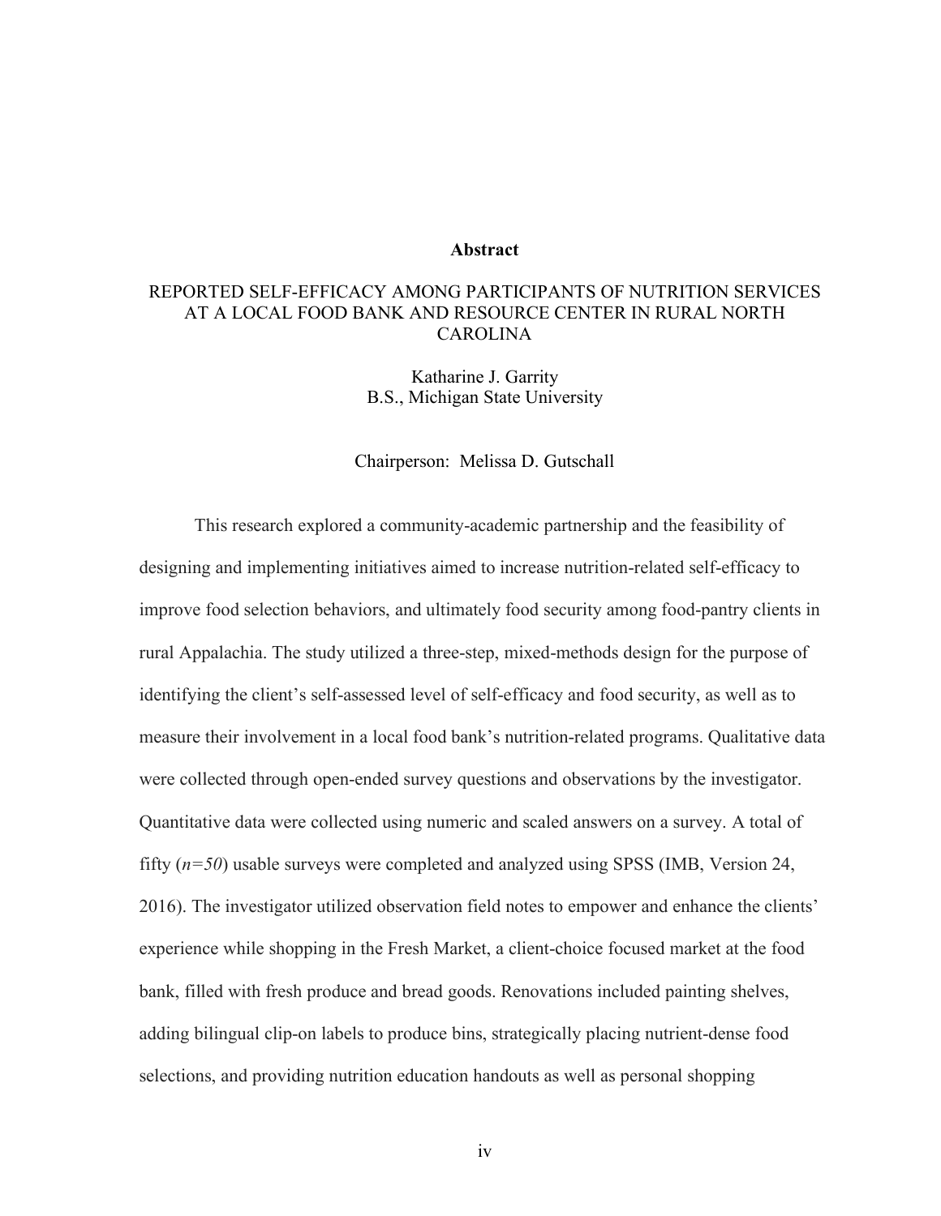**Abstract**

REPORTED SELF-EFFICACY AMONG PARTICIPANTS OF NUTRITION SERVICES AT A LOCAL FOOD BANK AND RESOURCE CENTER IN RURAL NORTH CAROLINA

Katharine J. Garrity
B.S., Michigan State University

Chairperson: Melissa D. Gutschall

This research explored a community-academic partnership and the feasibility of designing and implementing initiatives aimed to increase nutrition-related self-efficacy to improve food selection behaviors, and ultimately food security among food-pantry clients in rural Appalachia. The study utilized a three-step, mixed-methods design for the purpose of identifying the client's self-assessed level of self-efficacy and food security, as well as to measure their involvement in a local food bank's nutrition-related programs. Qualitative data were collected through open-ended survey questions and observations by the investigator. Quantitative data were collected using numeric and scaled answers on a survey. A total of fifty (*n=50*) usable surveys were completed and analyzed using SPSS (IMB, Version 24, 2016). The investigator utilized observation field notes to empower and enhance the clients' experience while shopping in the Fresh Market, a client-choice focused market at the food bank, filled with fresh produce and bread goods. Renovations included painting shelves, adding bilingual clip-on labels to produce bins, strategically placing nutrient-dense food selections, and providing nutrition education handouts as well as personal shopping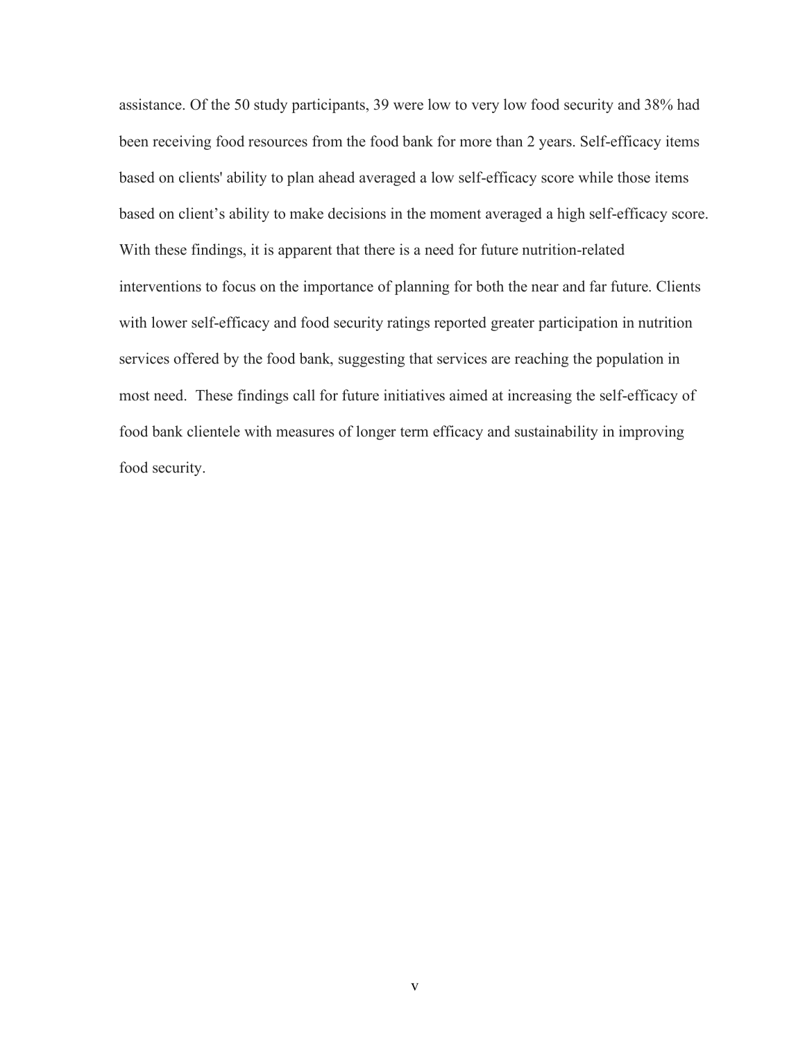assistance. Of the 50 study participants, 39 were low to very low food security and 38% had been receiving food resources from the food bank for more than 2 years. Self-efficacy items based on clients' ability to plan ahead averaged a low self-efficacy score while those items based on client's ability to make decisions in the moment averaged a high self-efficacy score. With these findings, it is apparent that there is a need for future nutrition-related interventions to focus on the importance of planning for both the near and far future. Clients with lower self-efficacy and food security ratings reported greater participation in nutrition services offered by the food bank, suggesting that services are reaching the population in most need. These findings call for future initiatives aimed at increasing the self-efficacy of food bank clientele with measures of longer term efficacy and sustainability in improving food security.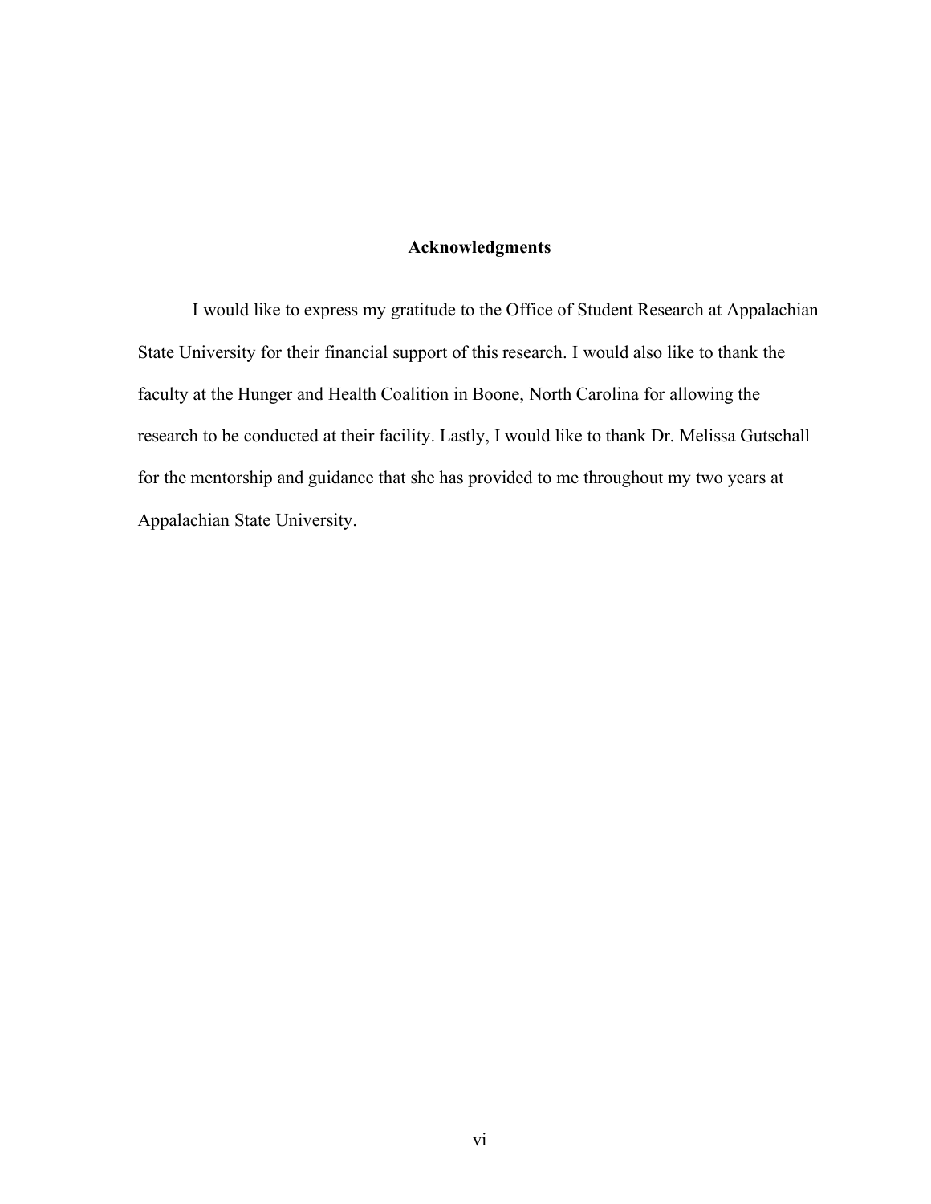## Acknowledgments

I would like to express my gratitude to the Office of Student Research at Appalachian State University for their financial support of this research. I would also like to thank the faculty at the Hunger and Health Coalition in Boone, North Carolina for allowing the research to be conducted at their facility. Lastly, I would like to thank Dr. Melissa Gutschall for the mentorship and guidance that she has provided to me throughout my two years at Appalachian State University.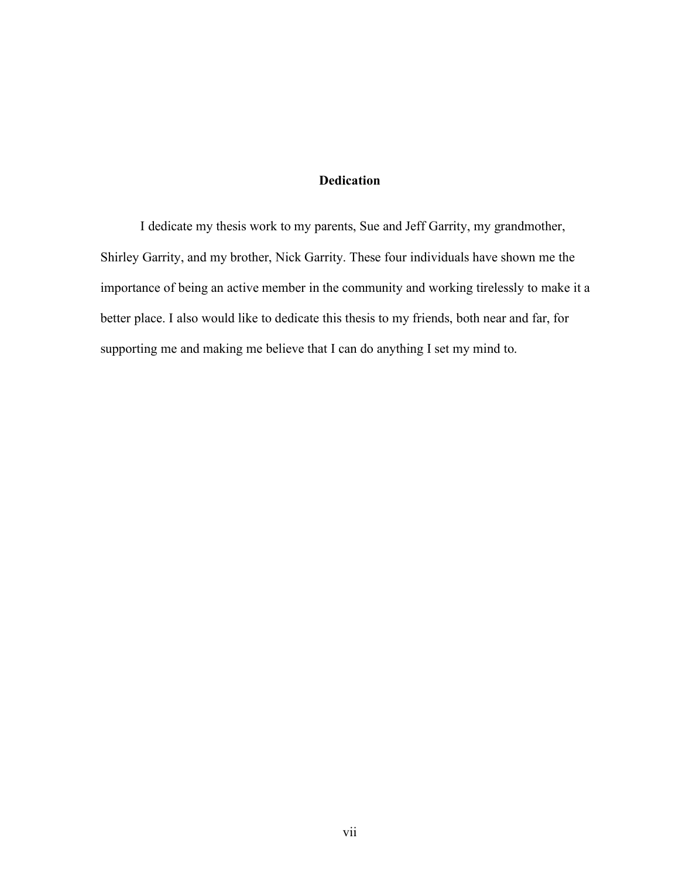# Dedication

I dedicate my thesis work to my parents, Sue and Jeff Garrity, my grandmother, Shirley Garrity, and my brother, Nick Garrity. These four individuals have shown me the importance of being an active member in the community and working tirelessly to make it a better place. I also would like to dedicate this thesis to my friends, both near and far, for supporting me and making me believe that I can do anything I set my mind to.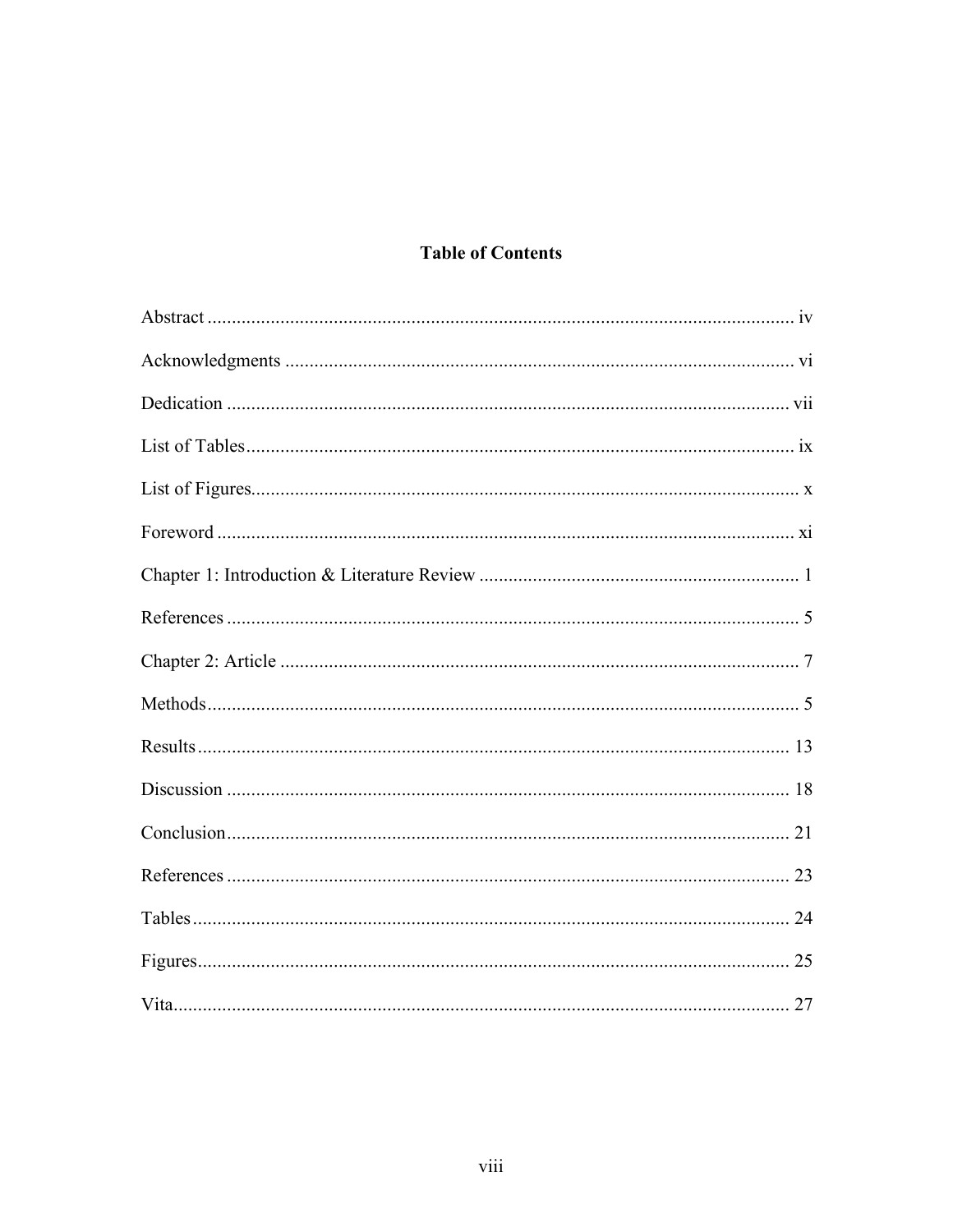# Table of Contents

Abstract ........................................................................................................................ iv

Acknowledgments ......................................................................................................... vi

Dedication .................................................................................................................... vii

List of Tables................................................................................................................. ix

List of Figures................................................................................................................. x

Foreword ....................................................................................................................... xi

Chapter 1: Introduction & Literature Review .................................................................. 1

References ..................................................................................................................... 5

Chapter 2: Article ........................................................................................................... 7

Methods.......................................................................................................................... 5

Results.......................................................................................................................... 13

Discussion .................................................................................................................... 18

Conclusion.................................................................................................................... 21

References .................................................................................................................... 23

Tables........................................................................................................................... 24

Figures.......................................................................................................................... 25

Vita............................................................................................................................... 27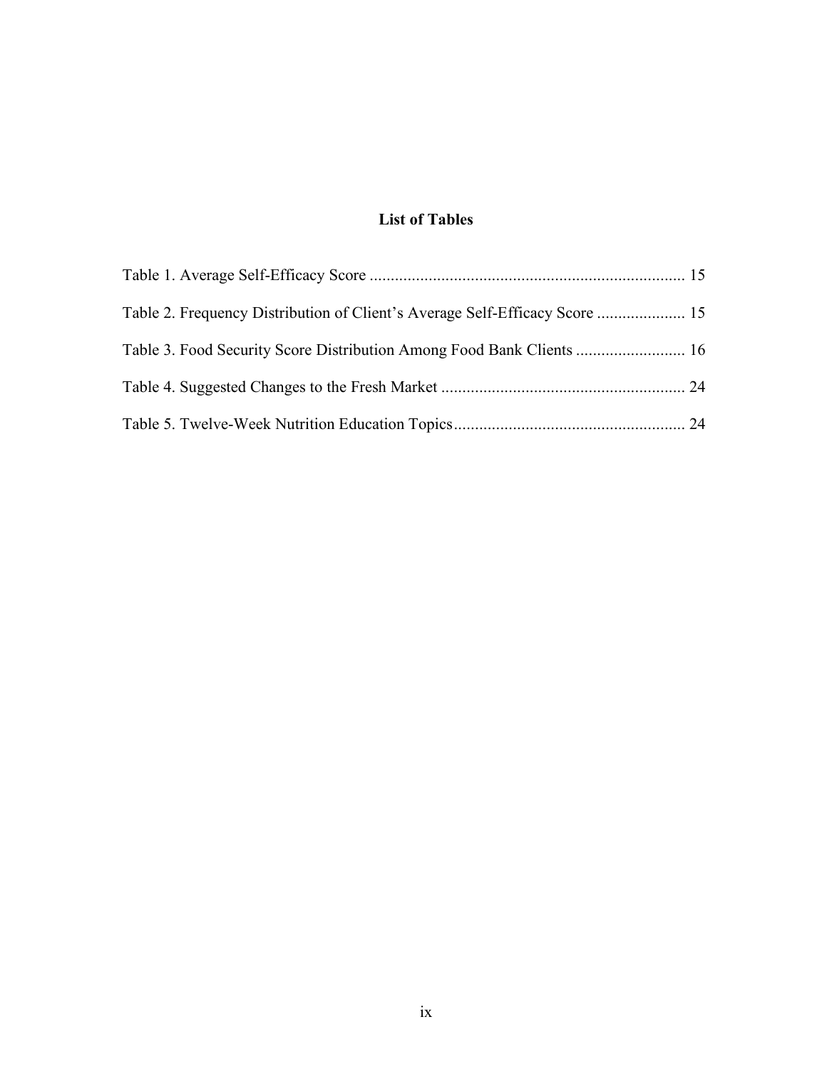## List of Tables

Table 1. Average Self-Efficacy Score .......................................................................... 15

Table 2. Frequency Distribution of Client's Average Self-Efficacy Score ..................... 15

Table 3. Food Security Score Distribution Among Food Bank Clients .......................... 16

Table 4. Suggested Changes to the Fresh Market .......................................................... 24

Table 5. Twelve-Week Nutrition Education Topics....................................................... 24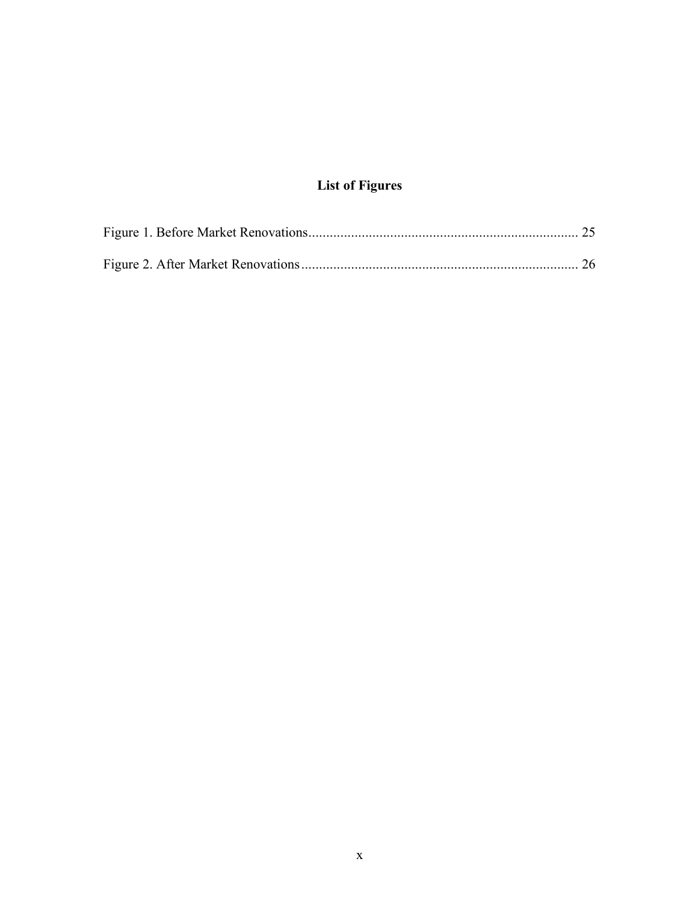## List of Figures

Figure 1. Before Market Renovations............................................................................ 25

Figure 2. After Market Renovations.............................................................................. 26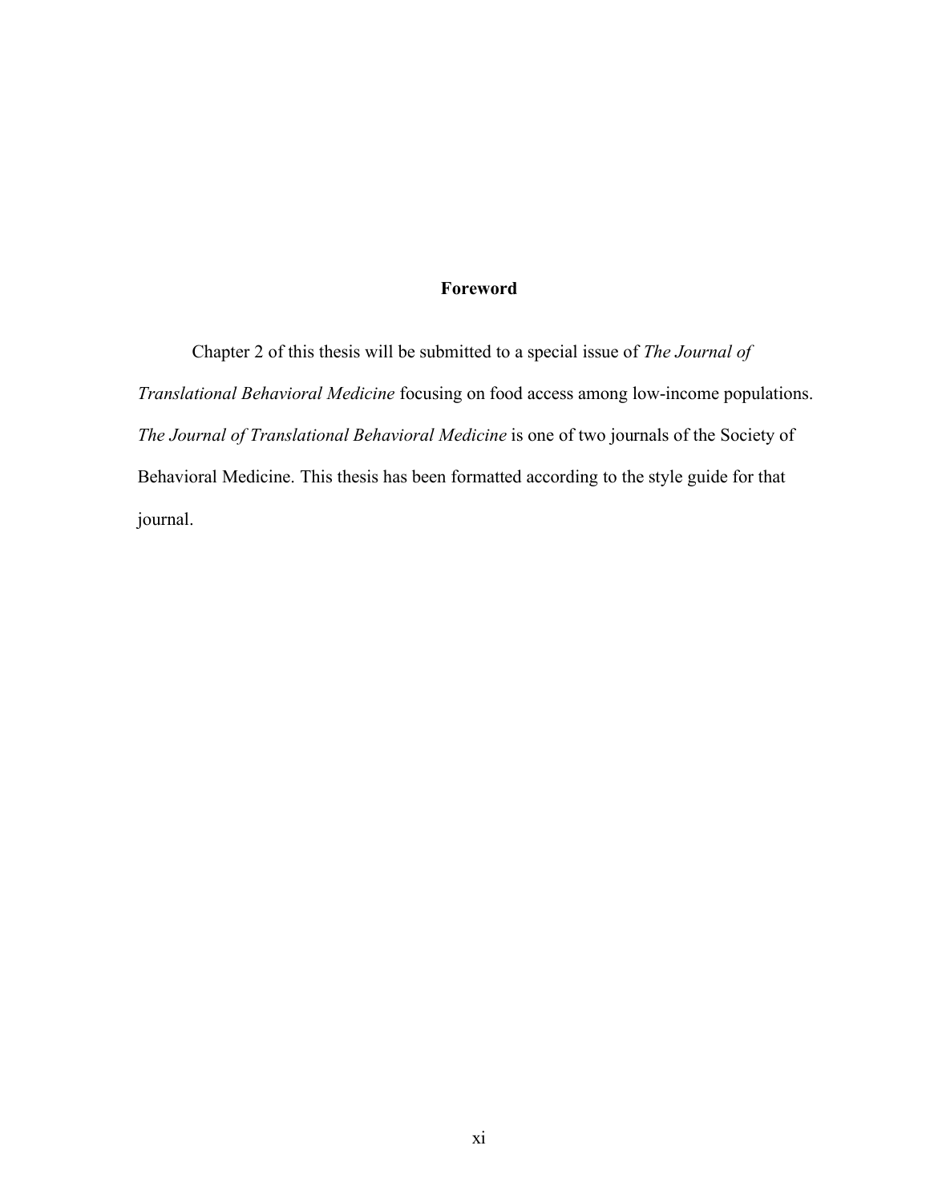# Foreword

Chapter 2 of this thesis will be submitted to a special issue of *The Journal of Translational Behavioral Medicine* focusing on food access among low-income populations. *The Journal of Translational Behavioral Medicine* is one of two journals of the Society of Behavioral Medicine. This thesis has been formatted according to the style guide for that journal.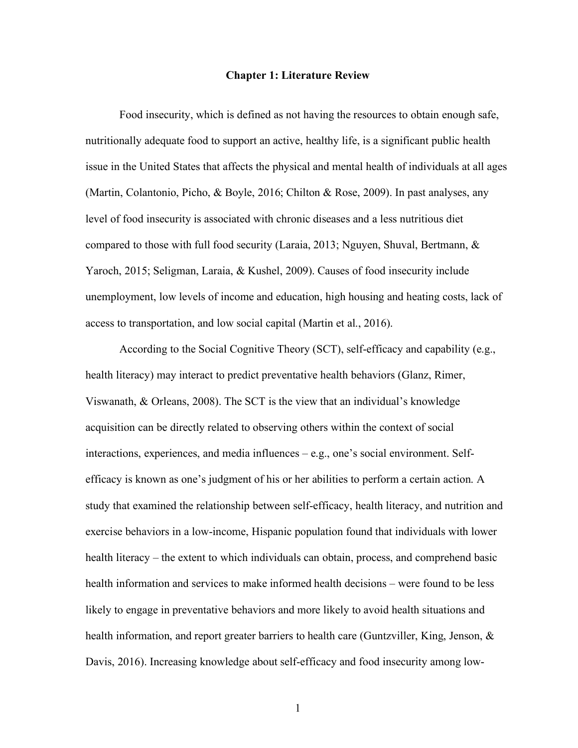# Chapter 1: Literature Review

Food insecurity, which is defined as not having the resources to obtain enough safe, nutritionally adequate food to support an active, healthy life, is a significant public health issue in the United States that affects the physical and mental health of individuals at all ages (Martin, Colantonio, Picho, & Boyle, 2016; Chilton & Rose, 2009). In past analyses, any level of food insecurity is associated with chronic diseases and a less nutritious diet compared to those with full food security (Laraia, 2013; Nguyen, Shuval, Bertmann, & Yaroch, 2015; Seligman, Laraia, & Kushel, 2009). Causes of food insecurity include unemployment, low levels of income and education, high housing and heating costs, lack of access to transportation, and low social capital (Martin et al., 2016).

According to the Social Cognitive Theory (SCT), self-efficacy and capability (e.g., health literacy) may interact to predict preventative health behaviors (Glanz, Rimer, Viswanath, & Orleans, 2008). The SCT is the view that an individual's knowledge acquisition can be directly related to observing others within the context of social interactions, experiences, and media influences – e.g., one's social environment. Self-efficacy is known as one's judgment of his or her abilities to perform a certain action. A study that examined the relationship between self-efficacy, health literacy, and nutrition and exercise behaviors in a low-income, Hispanic population found that individuals with lower health literacy – the extent to which individuals can obtain, process, and comprehend basic health information and services to make informed health decisions – were found to be less likely to engage in preventative behaviors and more likely to avoid health situations and health information, and report greater barriers to health care (Guntzviller, King, Jenson, & Davis, 2016). Increasing knowledge about self-efficacy and food insecurity among low-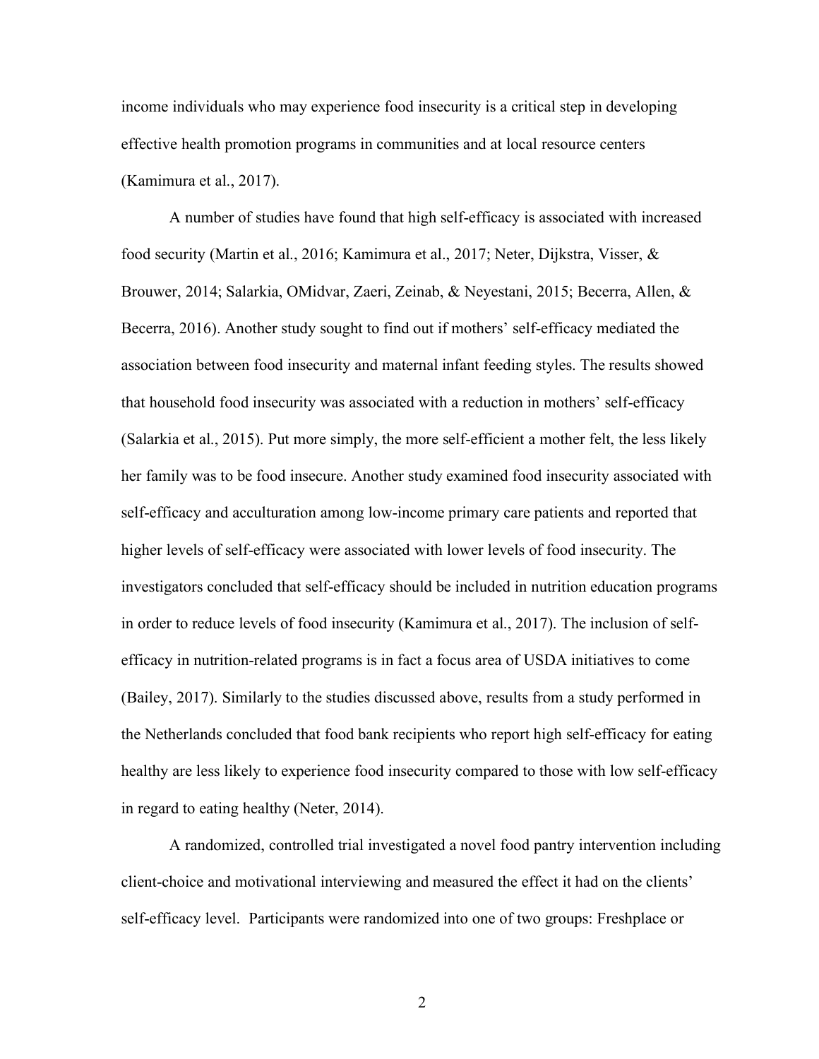income individuals who may experience food insecurity is a critical step in developing effective health promotion programs in communities and at local resource centers (Kamimura et al., 2017).

A number of studies have found that high self-efficacy is associated with increased food security (Martin et al., 2016; Kamimura et al., 2017; Neter, Dijkstra, Visser, & Brouwer, 2014; Salarkia, OMidvar, Zaeri, Zeinab, & Neyestani, 2015; Becerra, Allen, & Becerra, 2016). Another study sought to find out if mothers' self-efficacy mediated the association between food insecurity and maternal infant feeding styles. The results showed that household food insecurity was associated with a reduction in mothers' self-efficacy (Salarkia et al., 2015). Put more simply, the more self-efficient a mother felt, the less likely her family was to be food insecure. Another study examined food insecurity associated with self-efficacy and acculturation among low-income primary care patients and reported that higher levels of self-efficacy were associated with lower levels of food insecurity. The investigators concluded that self-efficacy should be included in nutrition education programs in order to reduce levels of food insecurity (Kamimura et al., 2017). The inclusion of self-efficacy in nutrition-related programs is in fact a focus area of USDA initiatives to come (Bailey, 2017). Similarly to the studies discussed above, results from a study performed in the Netherlands concluded that food bank recipients who report high self-efficacy for eating healthy are less likely to experience food insecurity compared to those with low self-efficacy in regard to eating healthy (Neter, 2014).

A randomized, controlled trial investigated a novel food pantry intervention including client-choice and motivational interviewing and measured the effect it had on the clients' self-efficacy level. Participants were randomized into one of two groups: Freshplace or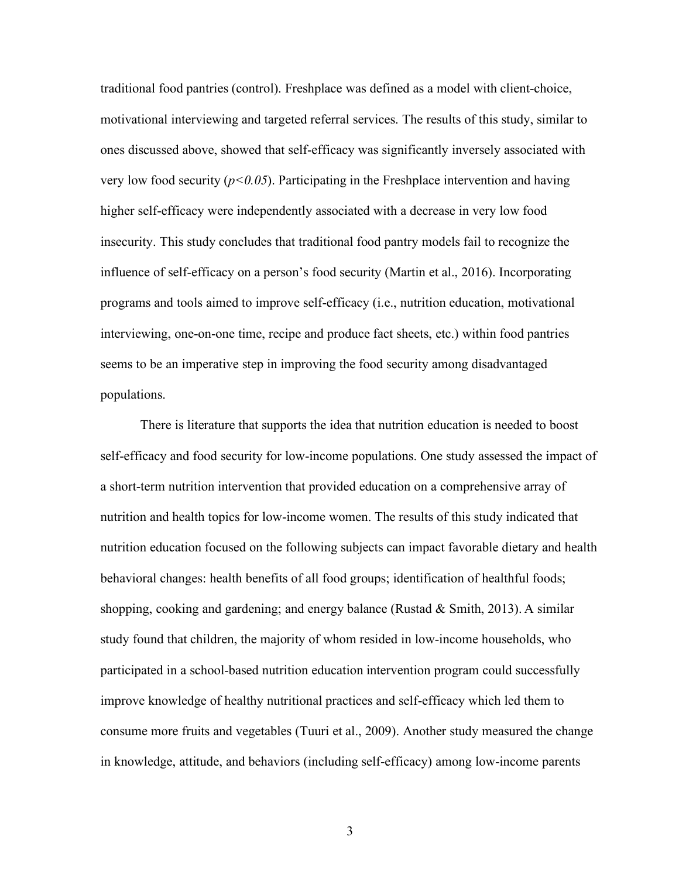traditional food pantries (control). Freshplace was defined as a model with client-choice, motivational interviewing and targeted referral services. The results of this study, similar to ones discussed above, showed that self-efficacy was significantly inversely associated with very low food security ($p<0.05$). Participating in the Freshplace intervention and having higher self-efficacy were independently associated with a decrease in very low food insecurity. This study concludes that traditional food pantry models fail to recognize the influence of self-efficacy on a person's food security (Martin et al., 2016). Incorporating programs and tools aimed to improve self-efficacy (i.e., nutrition education, motivational interviewing, one-on-one time, recipe and produce fact sheets, etc.) within food pantries seems to be an imperative step in improving the food security among disadvantaged populations.

There is literature that supports the idea that nutrition education is needed to boost self-efficacy and food security for low-income populations. One study assessed the impact of a short-term nutrition intervention that provided education on a comprehensive array of nutrition and health topics for low-income women. The results of this study indicated that nutrition education focused on the following subjects can impact favorable dietary and health behavioral changes: health benefits of all food groups; identification of healthful foods; shopping, cooking and gardening; and energy balance (Rustad & Smith, 2013). A similar study found that children, the majority of whom resided in low-income households, who participated in a school-based nutrition education intervention program could successfully improve knowledge of healthy nutritional practices and self-efficacy which led them to consume more fruits and vegetables (Tuuri et al., 2009). Another study measured the change in knowledge, attitude, and behaviors (including self-efficacy) among low-income parents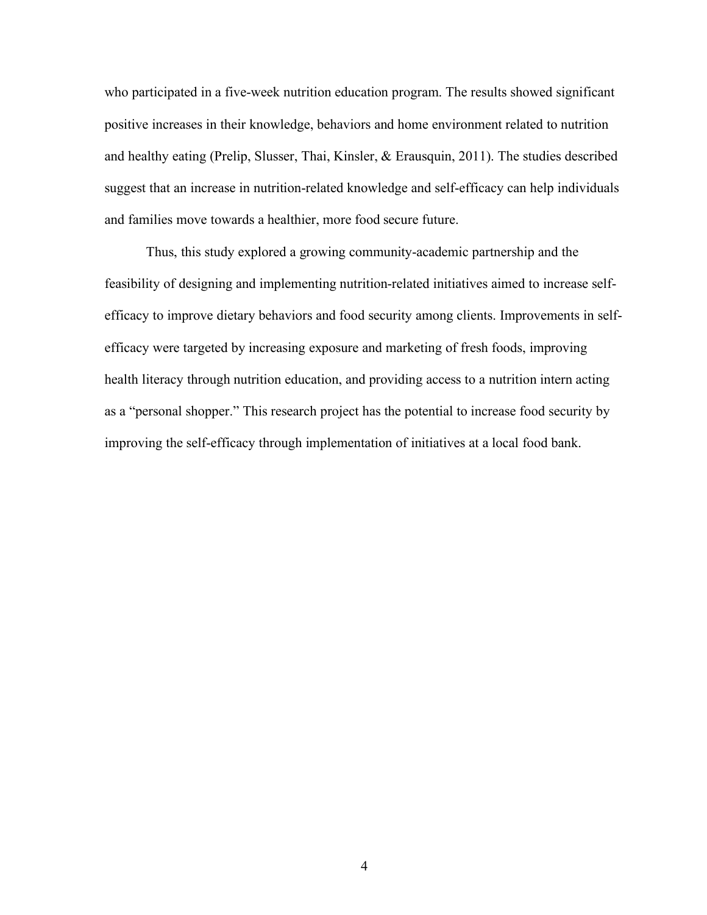who participated in a five-week nutrition education program. The results showed significant positive increases in their knowledge, behaviors and home environment related to nutrition and healthy eating (Prelip, Slusser, Thai, Kinsler, & Erausquin, 2011). The studies described suggest that an increase in nutrition-related knowledge and self-efficacy can help individuals and families move towards a healthier, more food secure future.

Thus, this study explored a growing community-academic partnership and the feasibility of designing and implementing nutrition-related initiatives aimed to increase self-efficacy to improve dietary behaviors and food security among clients. Improvements in self-efficacy were targeted by increasing exposure and marketing of fresh foods, improving health literacy through nutrition education, and providing access to a nutrition intern acting as a "personal shopper." This research project has the potential to increase food security by improving the self-efficacy through implementation of initiatives at a local food bank.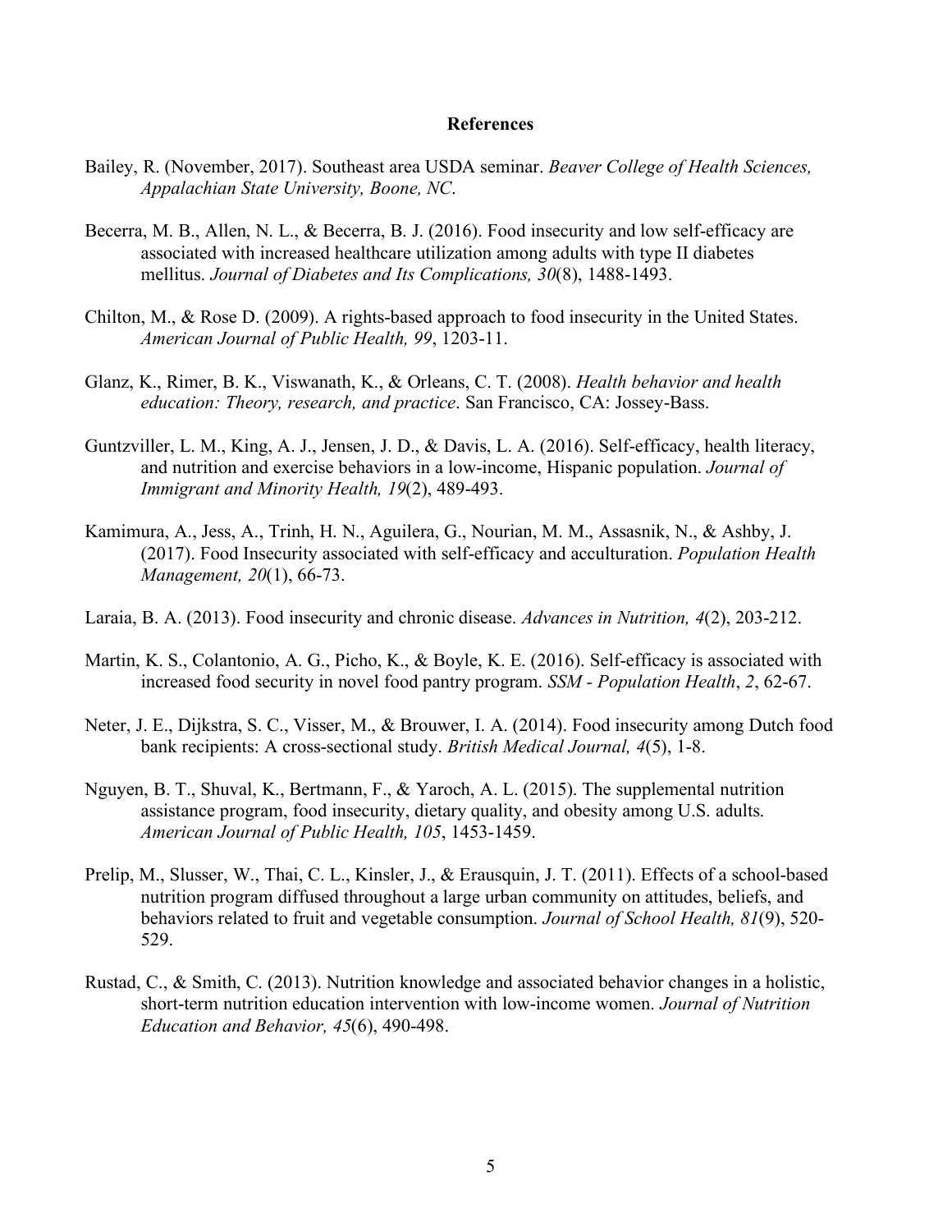## References

Bailey, R. (November, 2017). Southeast area USDA seminar. *Beaver College of Health Sciences, Appalachian State University, Boone, NC*.

Becerra, M. B., Allen, N. L., & Becerra, B. J. (2016). Food insecurity and low self-efficacy are associated with increased healthcare utilization among adults with type II diabetes mellitus. *Journal of Diabetes and Its Complications, 30*(8), 1488-1493.

Chilton, M., & Rose D. (2009). A rights-based approach to food insecurity in the United States. *American Journal of Public Health, 99*, 1203-11.

Glanz, K., Rimer, B. K., Viswanath, K., & Orleans, C. T. (2008). *Health behavior and health education: Theory, research, and practice*. San Francisco, CA: Jossey-Bass.

Guntzviller, L. M., King, A. J., Jensen, J. D., & Davis, L. A. (2016). Self-efficacy, health literacy, and nutrition and exercise behaviors in a low-income, Hispanic population. *Journal of Immigrant and Minority Health, 19*(2), 489-493.

Kamimura, A., Jess, A., Trinh, H. N., Aguilera, G., Nourian, M. M., Assasnik, N., & Ashby, J. (2017). Food Insecurity associated with self-efficacy and acculturation. *Population Health Management, 20*(1), 66-73.

Laraia, B. A. (2013). Food insecurity and chronic disease. *Advances in Nutrition, 4*(2), 203-212.

Martin, K. S., Colantonio, A. G., Picho, K., & Boyle, K. E. (2016). Self-efficacy is associated with increased food security in novel food pantry program. *SSM - Population Health*, *2*, 62-67.

Neter, J. E., Dijkstra, S. C., Visser, M., & Brouwer, I. A. (2014). Food insecurity among Dutch food bank recipients: A cross-sectional study. *British Medical Journal, 4*(5), 1-8.

Nguyen, B. T., Shuval, K., Bertmann, F., & Yaroch, A. L. (2015). The supplemental nutrition assistance program, food insecurity, dietary quality, and obesity among U.S. adults. *American Journal of Public Health, 105*, 1453-1459.

Prelip, M., Slusser, W., Thai, C. L., Kinsler, J., & Erausquin, J. T. (2011). Effects of a school-based nutrition program diffused throughout a large urban community on attitudes, beliefs, and behaviors related to fruit and vegetable consumption. *Journal of School Health, 81*(9), 520-529.

Rustad, C., & Smith, C. (2013). Nutrition knowledge and associated behavior changes in a holistic, short-term nutrition education intervention with low-income women. *Journal of Nutrition Education and Behavior, 45*(6), 490-498.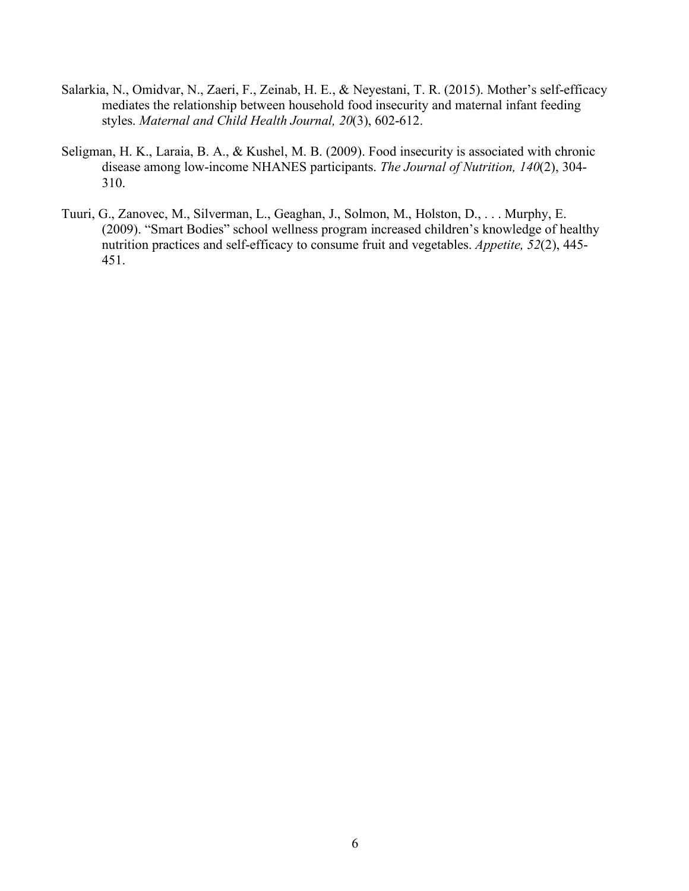Salarkia, N., Omidvar, N., Zaeri, F., Zeinab, H. E., & Neyestani, T. R. (2015). Mother's self-efficacy mediates the relationship between household food insecurity and maternal infant feeding styles. *Maternal and Child Health Journal, 20*(3), 602-612.

Seligman, H. K., Laraia, B. A., & Kushel, M. B. (2009). Food insecurity is associated with chronic disease among low-income NHANES participants. *The Journal of Nutrition, 140*(2), 304-310.

Tuuri, G., Zanovec, M., Silverman, L., Geaghan, J., Solmon, M., Holston, D., . . . Murphy, E. (2009). "Smart Bodies" school wellness program increased children's knowledge of healthy nutrition practices and self-efficacy to consume fruit and vegetables. *Appetite, 52*(2), 445-451.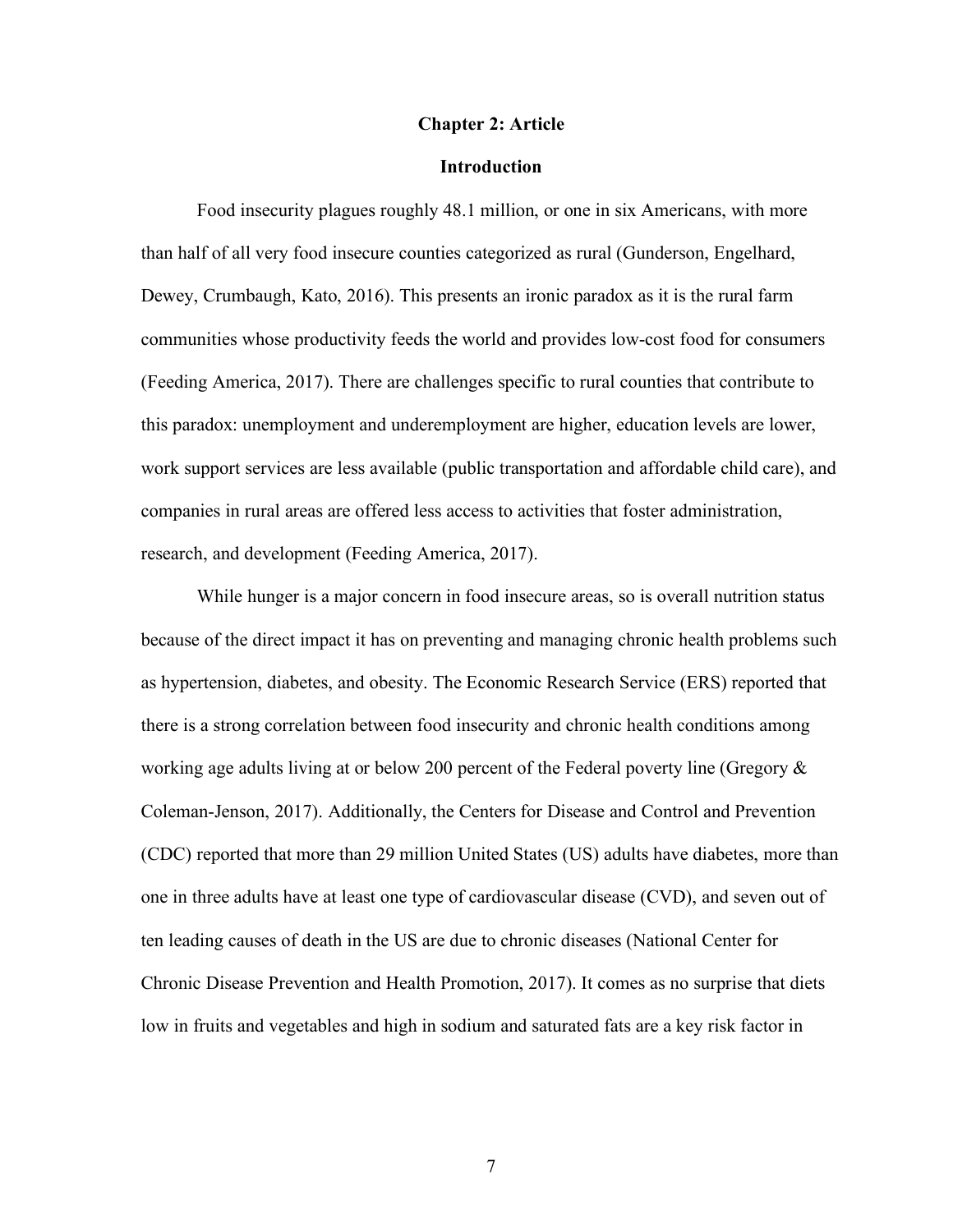## Chapter 2: Article

### Introduction

Food insecurity plagues roughly 48.1 million, or one in six Americans, with more than half of all very food insecure counties categorized as rural (Gunderson, Engelhard, Dewey, Crumbaugh, Kato, 2016). This presents an ironic paradox as it is the rural farm communities whose productivity feeds the world and provides low-cost food for consumers (Feeding America, 2017). There are challenges specific to rural counties that contribute to this paradox: unemployment and underemployment are higher, education levels are lower, work support services are less available (public transportation and affordable child care), and companies in rural areas are offered less access to activities that foster administration, research, and development (Feeding America, 2017).

While hunger is a major concern in food insecure areas, so is overall nutrition status because of the direct impact it has on preventing and managing chronic health problems such as hypertension, diabetes, and obesity. The Economic Research Service (ERS) reported that there is a strong correlation between food insecurity and chronic health conditions among working age adults living at or below 200 percent of the Federal poverty line (Gregory & Coleman-Jenson, 2017). Additionally, the Centers for Disease and Control and Prevention (CDC) reported that more than 29 million United States (US) adults have diabetes, more than one in three adults have at least one type of cardiovascular disease (CVD), and seven out of ten leading causes of death in the US are due to chronic diseases (National Center for Chronic Disease Prevention and Health Promotion, 2017). It comes as no surprise that diets low in fruits and vegetables and high in sodium and saturated fats are a key risk factor in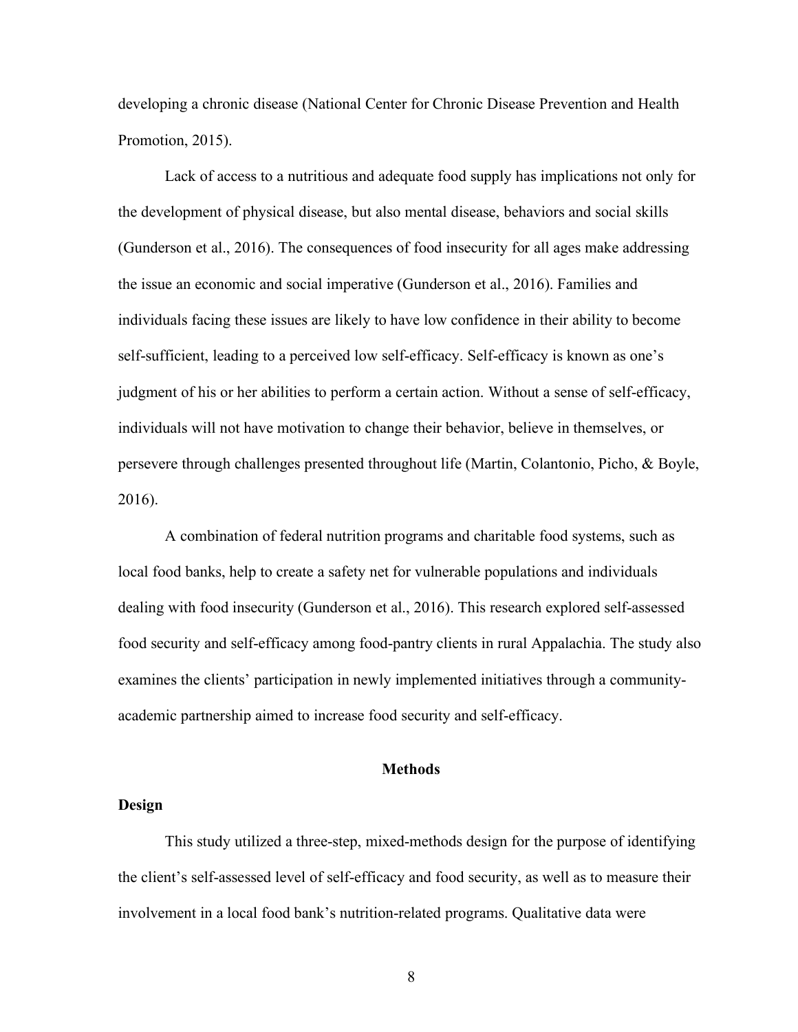developing a chronic disease (National Center for Chronic Disease Prevention and Health Promotion, 2015).

Lack of access to a nutritious and adequate food supply has implications not only for the development of physical disease, but also mental disease, behaviors and social skills (Gunderson et al., 2016). The consequences of food insecurity for all ages make addressing the issue an economic and social imperative (Gunderson et al., 2016). Families and individuals facing these issues are likely to have low confidence in their ability to become self-sufficient, leading to a perceived low self-efficacy. Self-efficacy is known as one's judgment of his or her abilities to perform a certain action. Without a sense of self-efficacy, individuals will not have motivation to change their behavior, believe in themselves, or persevere through challenges presented throughout life (Martin, Colantonio, Picho, & Boyle, 2016).

A combination of federal nutrition programs and charitable food systems, such as local food banks, help to create a safety net for vulnerable populations and individuals dealing with food insecurity (Gunderson et al., 2016). This research explored self-assessed food security and self-efficacy among food-pantry clients in rural Appalachia. The study also examines the clients' participation in newly implemented initiatives through a community-academic partnership aimed to increase food security and self-efficacy.

## Methods

### Design

This study utilized a three-step, mixed-methods design for the purpose of identifying the client's self-assessed level of self-efficacy and food security, as well as to measure their involvement in a local food bank's nutrition-related programs. Qualitative data were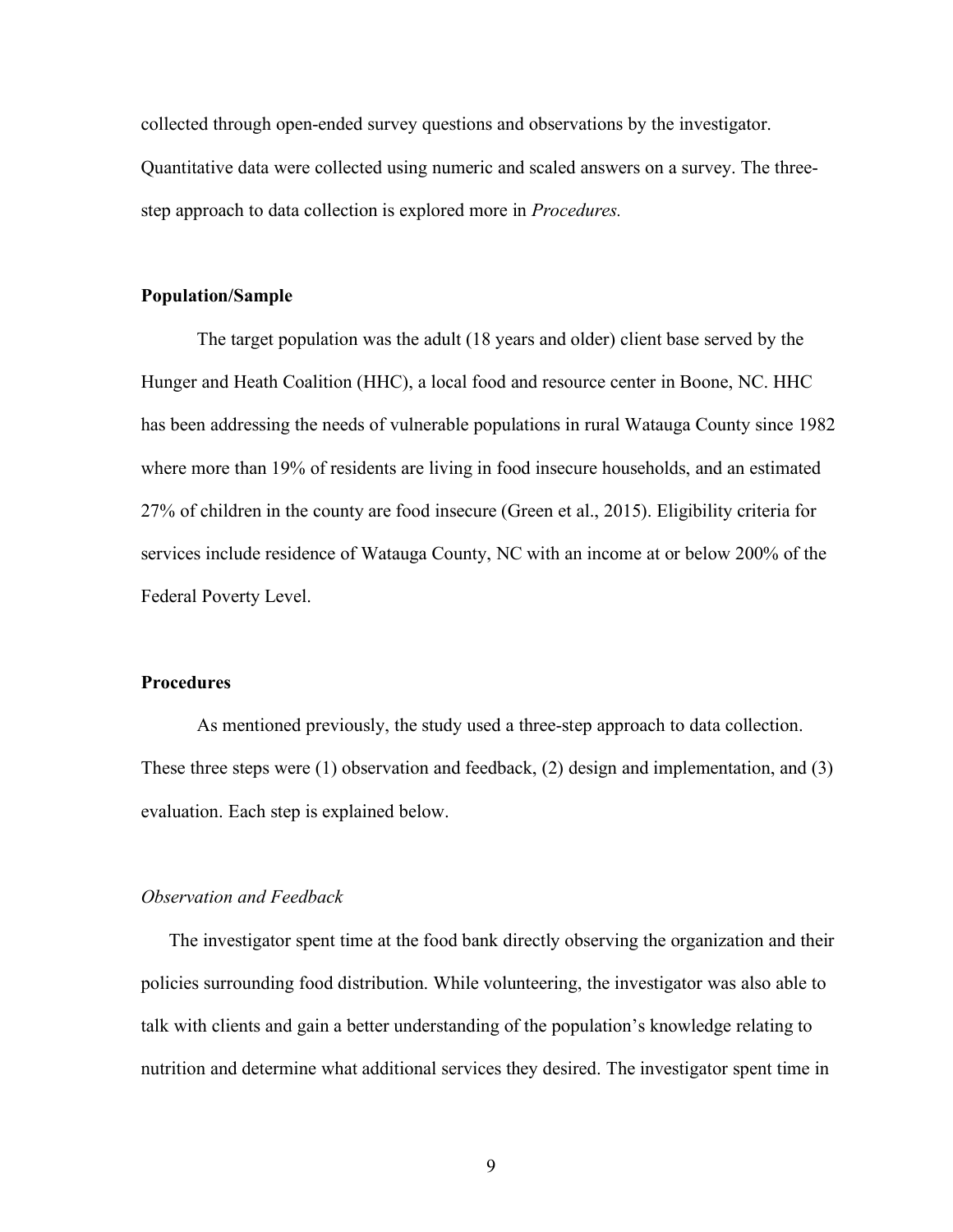collected through open-ended survey questions and observations by the investigator. Quantitative data were collected using numeric and scaled answers on a survey. The three-step approach to data collection is explored more in *Procedures.*

**Population/Sample**

The target population was the adult (18 years and older) client base served by the Hunger and Heath Coalition (HHC), a local food and resource center in Boone, NC. HHC has been addressing the needs of vulnerable populations in rural Watauga County since 1982 where more than 19% of residents are living in food insecure households, and an estimated 27% of children in the county are food insecure (Green et al., 2015). Eligibility criteria for services include residence of Watauga County, NC with an income at or below 200% of the Federal Poverty Level.

**Procedures**

As mentioned previously, the study used a three-step approach to data collection. These three steps were (1) observation and feedback, (2) design and implementation, and (3) evaluation. Each step is explained below.

*Observation and Feedback*

The investigator spent time at the food bank directly observing the organization and their policies surrounding food distribution. While volunteering, the investigator was also able to talk with clients and gain a better understanding of the population's knowledge relating to nutrition and determine what additional services they desired. The investigator spent time in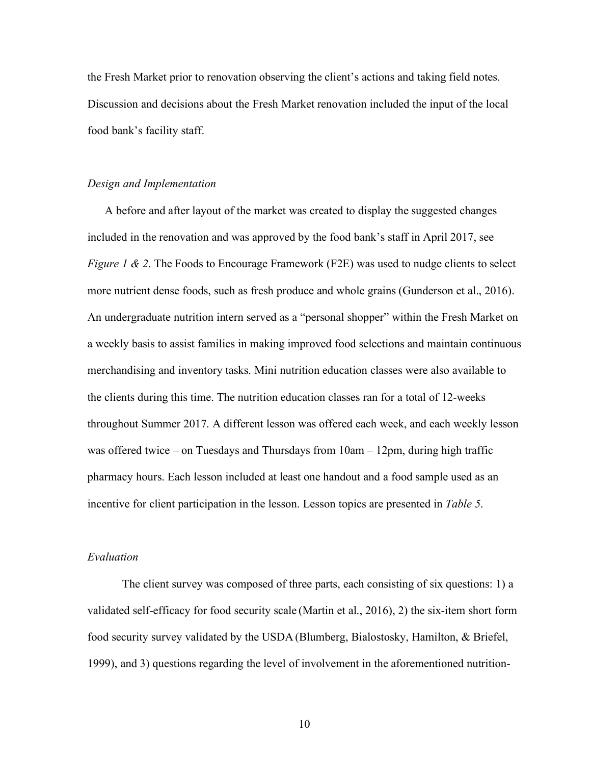the Fresh Market prior to renovation observing the client's actions and taking field notes. Discussion and decisions about the Fresh Market renovation included the input of the local food bank's facility staff.

### *Design and Implementation*

A before and after layout of the market was created to display the suggested changes included in the renovation and was approved by the food bank's staff in April 2017, see *Figure 1 & 2*. The Foods to Encourage Framework (F2E) was used to nudge clients to select more nutrient dense foods, such as fresh produce and whole grains (Gunderson et al., 2016). An undergraduate nutrition intern served as a "personal shopper" within the Fresh Market on a weekly basis to assist families in making improved food selections and maintain continuous merchandising and inventory tasks. Mini nutrition education classes were also available to the clients during this time. The nutrition education classes ran for a total of 12-weeks throughout Summer 2017. A different lesson was offered each week, and each weekly lesson was offered twice – on Tuesdays and Thursdays from 10am – 12pm, during high traffic pharmacy hours. Each lesson included at least one handout and a food sample used as an incentive for client participation in the lesson. Lesson topics are presented in *Table 5*.

### *Evaluation*

The client survey was composed of three parts, each consisting of six questions: 1) a validated self-efficacy for food security scale (Martin et al., 2016), 2) the six-item short form food security survey validated by the USDA (Blumberg, Bialostosky, Hamilton, & Briefel, 1999), and 3) questions regarding the level of involvement in the aforementioned nutrition-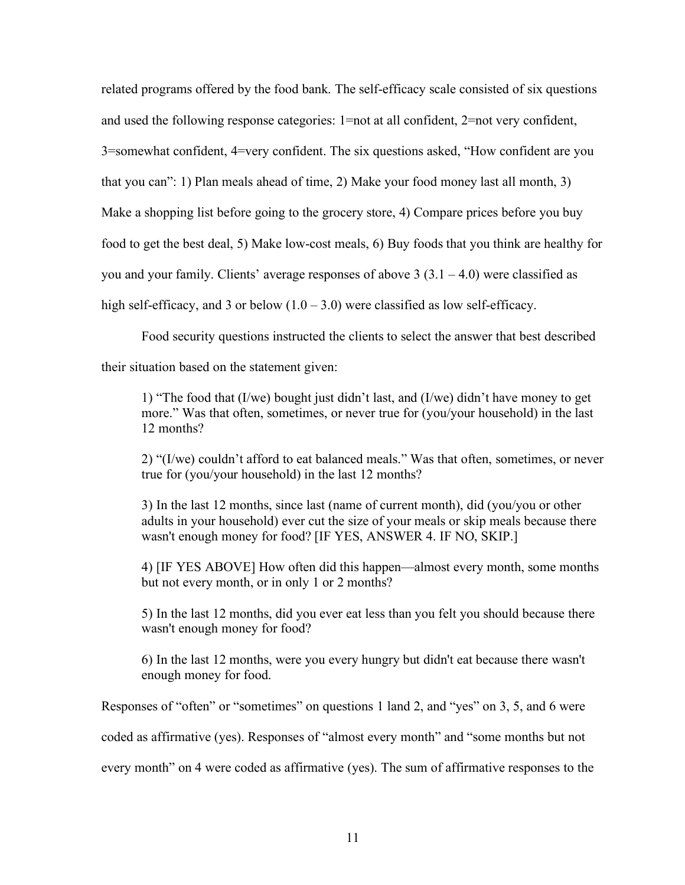related programs offered by the food bank. The self-efficacy scale consisted of six questions and used the following response categories: 1=not at all confident, 2=not very confident, 3=somewhat confident, 4=very confident. The six questions asked, "How confident are you that you can": 1) Plan meals ahead of time, 2) Make your food money last all month, 3) Make a shopping list before going to the grocery store, 4) Compare prices before you buy food to get the best deal, 5) Make low-cost meals, 6) Buy foods that you think are healthy for you and your family. Clients' average responses of above 3 (3.1 – 4.0) were classified as high self-efficacy, and 3 or below (1.0 – 3.0) were classified as low self-efficacy.

Food security questions instructed the clients to select the answer that best described their situation based on the statement given:

> 1) "The food that (I/we) bought just didn't last, and (I/we) didn't have money to get more." Was that often, sometimes, or never true for (you/your household) in the last 12 months?
>
> 2) "(I/we) couldn't afford to eat balanced meals." Was that often, sometimes, or never true for (you/your household) in the last 12 months?
>
> 3) In the last 12 months, since last (name of current month), did (you/you or other adults in your household) ever cut the size of your meals or skip meals because there wasn't enough money for food? [IF YES, ANSWER 4. IF NO, SKIP.]
>
> 4) [IF YES ABOVE] How often did this happen—almost every month, some months but not every month, or in only 1 or 2 months?
>
> 5) In the last 12 months, did you ever eat less than you felt you should because there wasn't enough money for food?
>
> 6) In the last 12 months, were you every hungry but didn't eat because there wasn't enough money for food.

Responses of "often" or "sometimes" on questions 1 land 2, and "yes" on 3, 5, and 6 were coded as affirmative (yes). Responses of "almost every month" and "some months but not every month" on 4 were coded as affirmative (yes). The sum of affirmative responses to the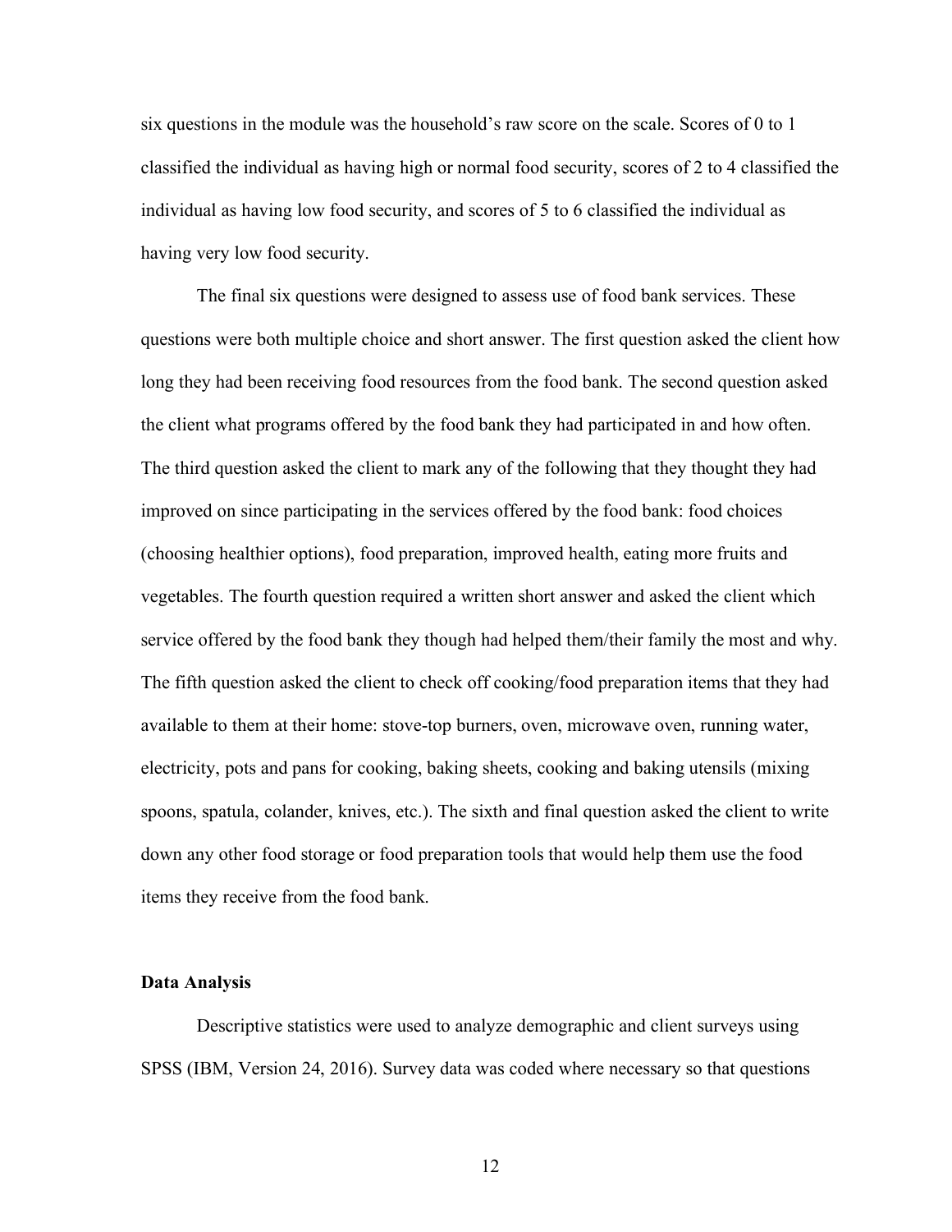six questions in the module was the household's raw score on the scale. Scores of 0 to 1 classified the individual as having high or normal food security, scores of 2 to 4 classified the individual as having low food security, and scores of 5 to 6 classified the individual as having very low food security.

The final six questions were designed to assess use of food bank services. These questions were both multiple choice and short answer. The first question asked the client how long they had been receiving food resources from the food bank. The second question asked the client what programs offered by the food bank they had participated in and how often. The third question asked the client to mark any of the following that they thought they had improved on since participating in the services offered by the food bank: food choices (choosing healthier options), food preparation, improved health, eating more fruits and vegetables. The fourth question required a written short answer and asked the client which service offered by the food bank they though had helped them/their family the most and why. The fifth question asked the client to check off cooking/food preparation items that they had available to them at their home: stove-top burners, oven, microwave oven, running water, electricity, pots and pans for cooking, baking sheets, cooking and baking utensils (mixing spoons, spatula, colander, knives, etc.). The sixth and final question asked the client to write down any other food storage or food preparation tools that would help them use the food items they receive from the food bank.

**Data Analysis**

Descriptive statistics were used to analyze demographic and client surveys using SPSS (IBM, Version 24, 2016). Survey data was coded where necessary so that questions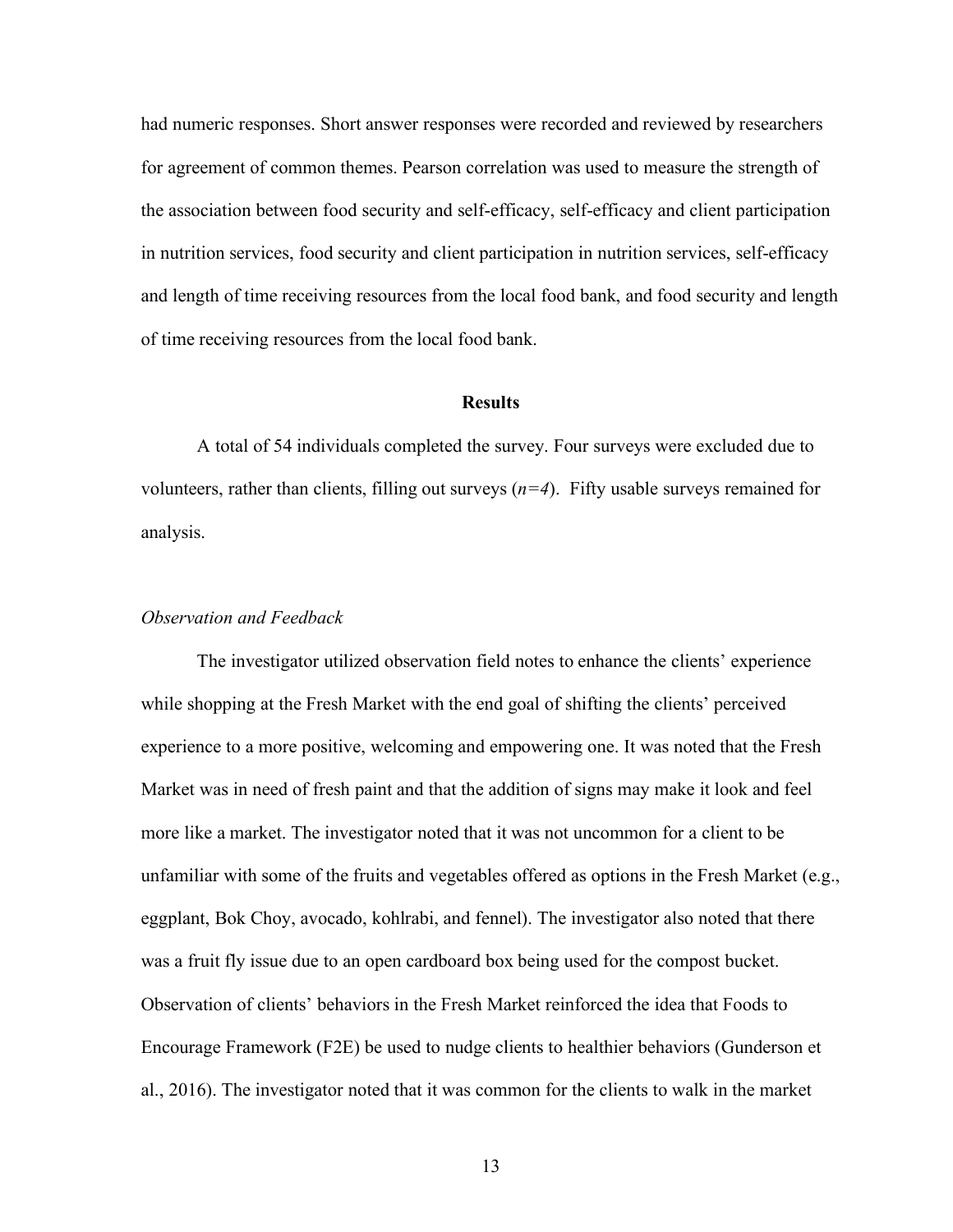had numeric responses. Short answer responses were recorded and reviewed by researchers for agreement of common themes. Pearson correlation was used to measure the strength of the association between food security and self-efficacy, self-efficacy and client participation in nutrition services, food security and client participation in nutrition services, self-efficacy and length of time receiving resources from the local food bank, and food security and length of time receiving resources from the local food bank.

## Results

A total of 54 individuals completed the survey. Four surveys were excluded due to volunteers, rather than clients, filling out surveys ($n=4$). Fifty usable surveys remained for analysis.

### *Observation and Feedback*

The investigator utilized observation field notes to enhance the clients' experience while shopping at the Fresh Market with the end goal of shifting the clients' perceived experience to a more positive, welcoming and empowering one. It was noted that the Fresh Market was in need of fresh paint and that the addition of signs may make it look and feel more like a market. The investigator noted that it was not uncommon for a client to be unfamiliar with some of the fruits and vegetables offered as options in the Fresh Market (e.g., eggplant, Bok Choy, avocado, kohlrabi, and fennel). The investigator also noted that there was a fruit fly issue due to an open cardboard box being used for the compost bucket. Observation of clients' behaviors in the Fresh Market reinforced the idea that Foods to Encourage Framework (F2E) be used to nudge clients to healthier behaviors (Gunderson et al., 2016). The investigator noted that it was common for the clients to walk in the market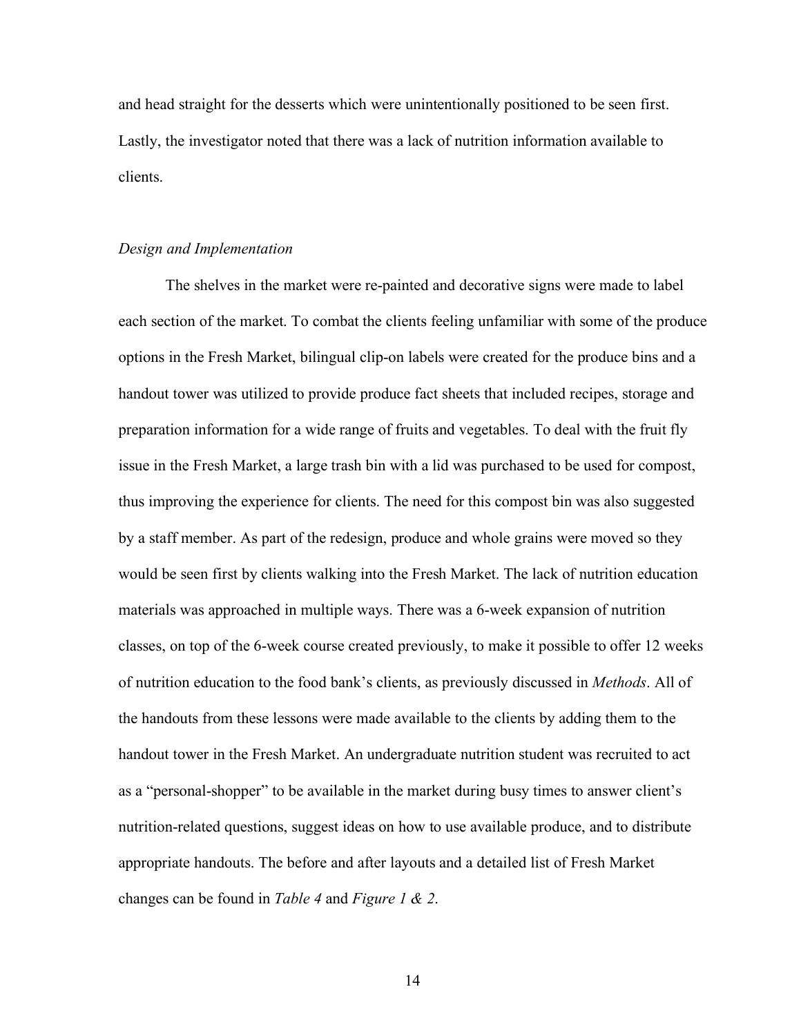and head straight for the desserts which were unintentionally positioned to be seen first. Lastly, the investigator noted that there was a lack of nutrition information available to clients.

*Design and Implementation*

The shelves in the market were re-painted and decorative signs were made to label each section of the market. To combat the clients feeling unfamiliar with some of the produce options in the Fresh Market, bilingual clip-on labels were created for the produce bins and a handout tower was utilized to provide produce fact sheets that included recipes, storage and preparation information for a wide range of fruits and vegetables. To deal with the fruit fly issue in the Fresh Market, a large trash bin with a lid was purchased to be used for compost, thus improving the experience for clients. The need for this compost bin was also suggested by a staff member. As part of the redesign, produce and whole grains were moved so they would be seen first by clients walking into the Fresh Market. The lack of nutrition education materials was approached in multiple ways. There was a 6-week expansion of nutrition classes, on top of the 6-week course created previously, to make it possible to offer 12 weeks of nutrition education to the food bank's clients, as previously discussed in *Methods*. All of the handouts from these lessons were made available to the clients by adding them to the handout tower in the Fresh Market. An undergraduate nutrition student was recruited to act as a "personal-shopper" to be available in the market during busy times to answer client's nutrition-related questions, suggest ideas on how to use available produce, and to distribute appropriate handouts. The before and after layouts and a detailed list of Fresh Market changes can be found in *Table 4* and *Figure 1 & 2*.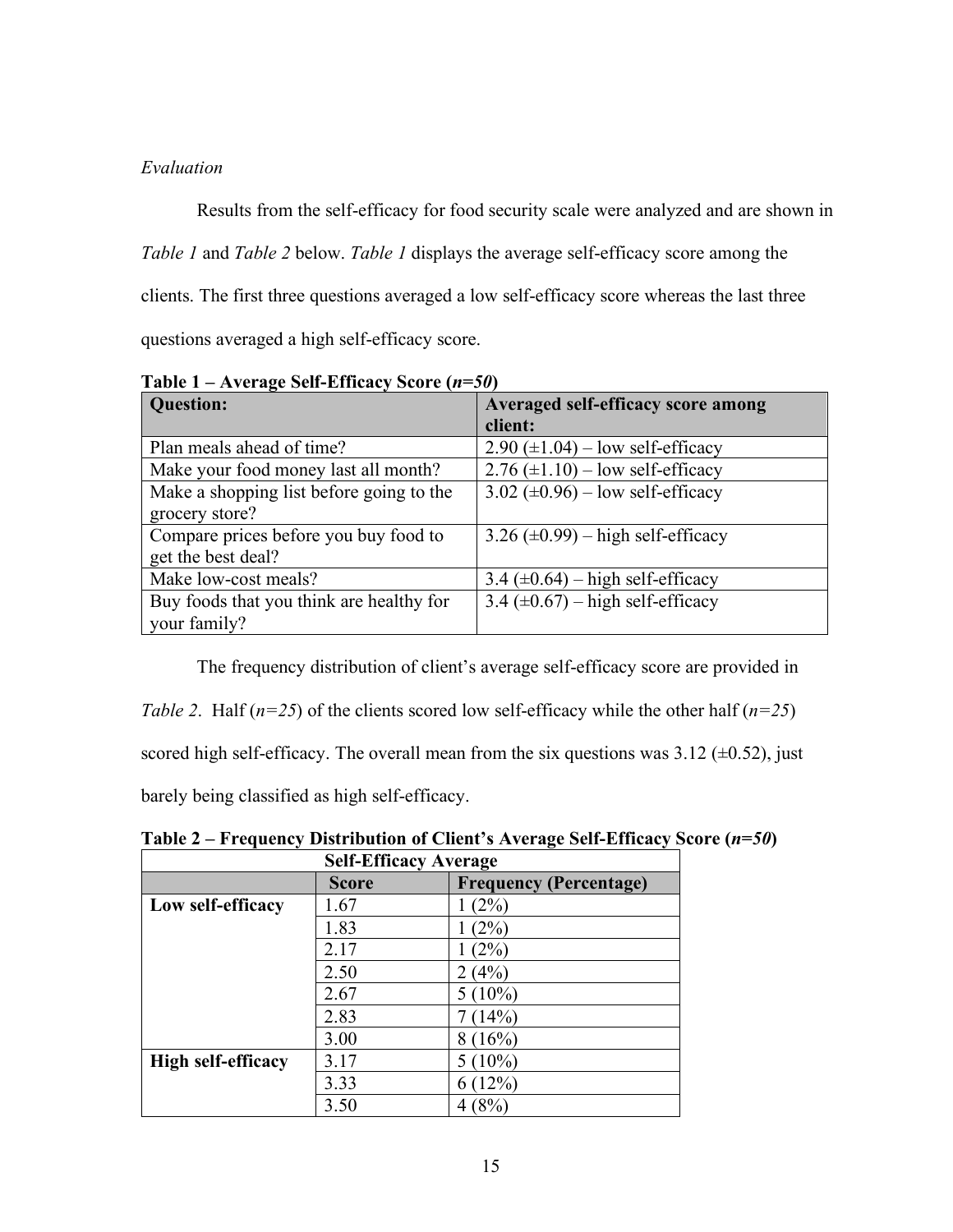*Evaluation*

Results from the self-efficacy for food security scale were analyzed and are shown in *Table 1* and *Table 2* below. *Table 1* displays the average self-efficacy score among the clients. The first three questions averaged a low self-efficacy score whereas the last three questions averaged a high self-efficacy score.

**Table 1 – Average Self-Efficacy Score (*n=50*)**

| **Question:** | **Averaged self-efficacy score among client:** |
|---|---|
| Plan meals ahead of time? | 2.90 (±1.04) – low self-efficacy |
| Make your food money last all month? | 2.76 (±1.10) – low self-efficacy |
| Make a shopping list before going to the grocery store? | 3.02 (±0.96) – low self-efficacy |
| Compare prices before you buy food to get the best deal? | 3.26 (±0.99) – high self-efficacy |
| Make low-cost meals? | 3.4 (±0.64) – high self-efficacy |
| Buy foods that you think are healthy for your family? | 3.4 (±0.67) – high self-efficacy |

The frequency distribution of client's average self-efficacy score are provided in *Table 2*. Half (*n=25*) of the clients scored low self-efficacy while the other half (*n=25*) scored high self-efficacy. The overall mean from the six questions was 3.12 (±0.52), just barely being classified as high self-efficacy.

**Table 2 – Frequency Distribution of Client's Average Self-Efficacy Score (*n=50*)**

| **Self-Efficacy Average** | | |
|---|---|---|
| | **Score** | **Frequency (Percentage)** |
| **Low self-efficacy** | 1.67 | 1 (2%) |
| | 1.83 | 1 (2%) |
| | 2.17 | 1 (2%) |
| | 2.50 | 2 (4%) |
| | 2.67 | 5 (10%) |
| | 2.83 | 7 (14%) |
| | 3.00 | 8 (16%) |
| **High self-efficacy** | 3.17 | 5 (10%) |
| | 3.33 | 6 (12%) |
| | 3.50 | 4 (8%) |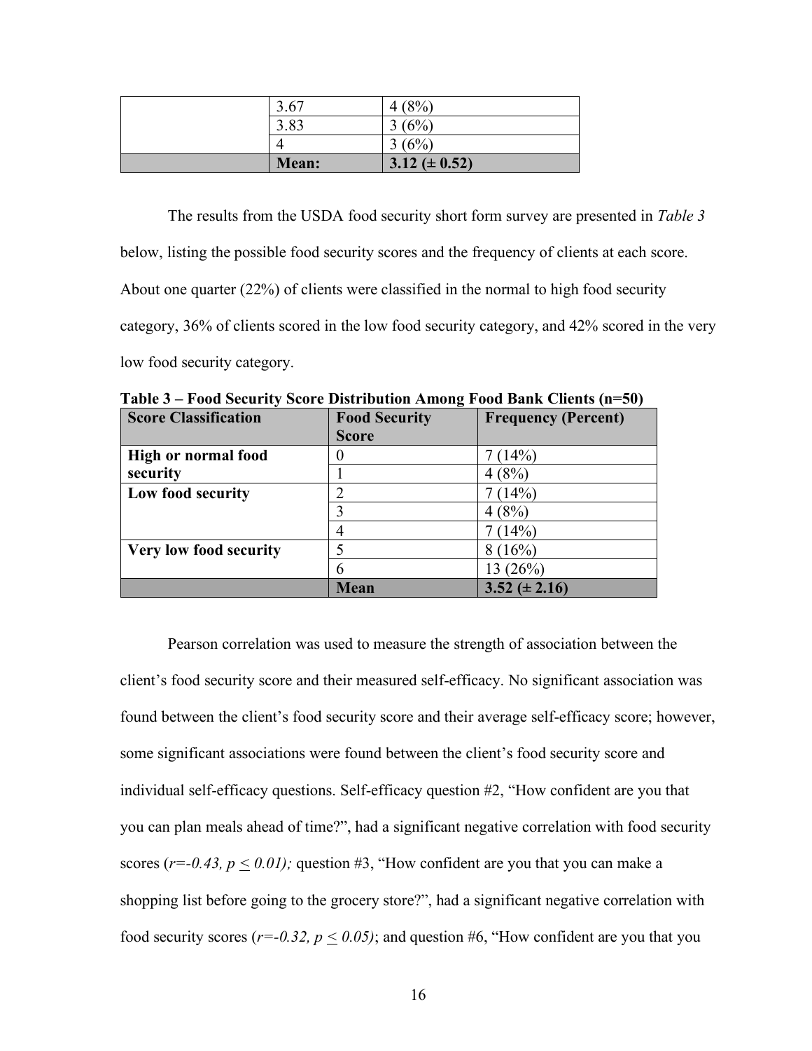| | | |
|---|---|---|
| | 3.67 | 4 (8%) |
| | 3.83 | 3 (6%) |
| | 4 | 3 (6%) |
| | **Mean:** | **3.12 (± 0.52)** |

The results from the USDA food security short form survey are presented in *Table 3* below, listing the possible food security scores and the frequency of clients at each score. About one quarter (22%) of clients were classified in the normal to high food security category, 36% of clients scored in the low food security category, and 42% scored in the very low food security category.

**Table 3 – Food Security Score Distribution Among Food Bank Clients (n=50)**

| Score Classification | Food Security Score | Frequency (Percent) |
|---|---|---|
| **High or normal food security** | 0 | 7 (14%) |
| | 1 | 4 (8%) |
| **Low food security** | 2 | 7 (14%) |
| | 3 | 4 (8%) |
| | 4 | 7 (14%) |
| **Very low food security** | 5 | 8 (16%) |
| | 6 | 13 (26%) |
| | **Mean** | **3.52 (± 2.16)** |

Pearson correlation was used to measure the strength of association between the client's food security score and their measured self-efficacy. No significant association was found between the client's food security score and their average self-efficacy score; however, some significant associations were found between the client's food security score and individual self-efficacy questions. Self-efficacy question #2, "How confident are you that you can plan meals ahead of time?", had a significant negative correlation with food security scores ($r=-0.43$, $p \leq 0.01$); question #3, "How confident are you that you can make a shopping list before going to the grocery store?", had a significant negative correlation with food security scores ($r=-0.32$, $p \leq 0.05$); and question #6, "How confident are you that you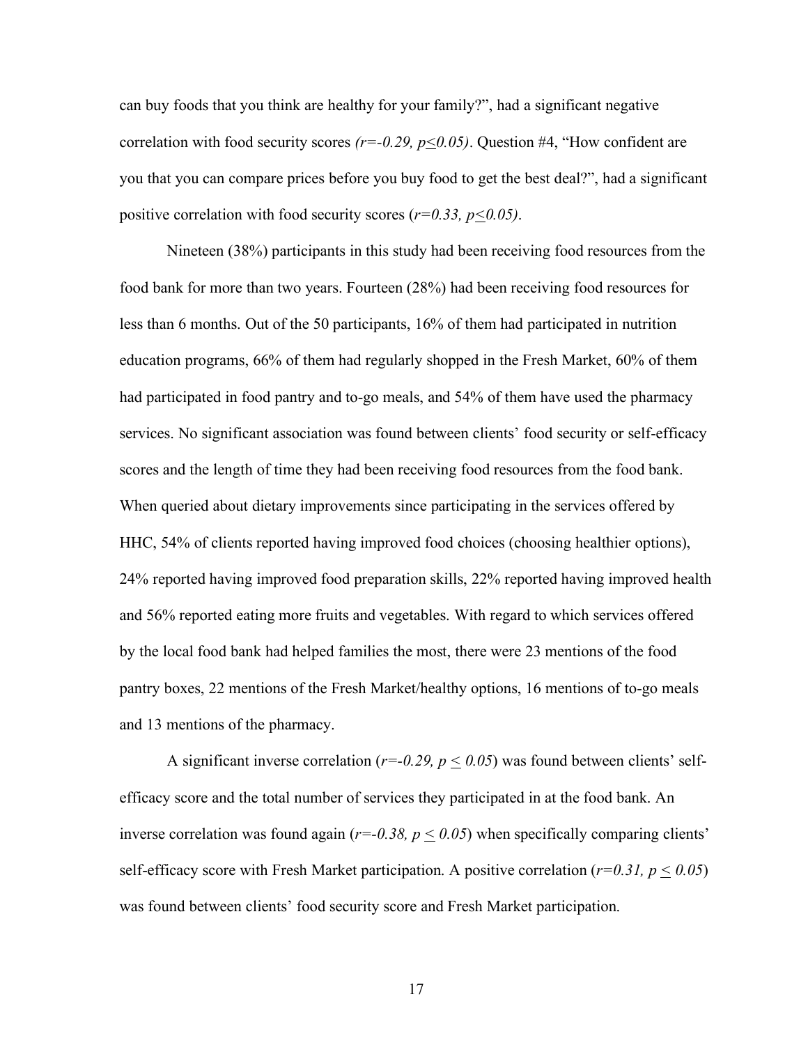can buy foods that you think are healthy for your family?", had a significant negative correlation with food security scores *($r=-0.29$, $p\leq 0.05$)*. Question #4, "How confident are you that you can compare prices before you buy food to get the best deal?", had a significant positive correlation with food security scores ($r=0.33$, $p\leq 0.05$).

Nineteen (38%) participants in this study had been receiving food resources from the food bank for more than two years. Fourteen (28%) had been receiving food resources for less than 6 months. Out of the 50 participants, 16% of them had participated in nutrition education programs, 66% of them had regularly shopped in the Fresh Market, 60% of them had participated in food pantry and to-go meals, and 54% of them have used the pharmacy services. No significant association was found between clients' food security or self-efficacy scores and the length of time they had been receiving food resources from the food bank. When queried about dietary improvements since participating in the services offered by HHC, 54% of clients reported having improved food choices (choosing healthier options), 24% reported having improved food preparation skills, 22% reported having improved health and 56% reported eating more fruits and vegetables. With regard to which services offered by the local food bank had helped families the most, there were 23 mentions of the food pantry boxes, 22 mentions of the Fresh Market/healthy options, 16 mentions of to-go meals and 13 mentions of the pharmacy.

A significant inverse correlation ($r=-0.29$, $p\leq 0.05$) was found between clients' self-efficacy score and the total number of services they participated in at the food bank. An inverse correlation was found again ($r=-0.38$, $p\leq 0.05$) when specifically comparing clients' self-efficacy score with Fresh Market participation. A positive correlation ($r=0.31$, $p\leq 0.05$) was found between clients' food security score and Fresh Market participation.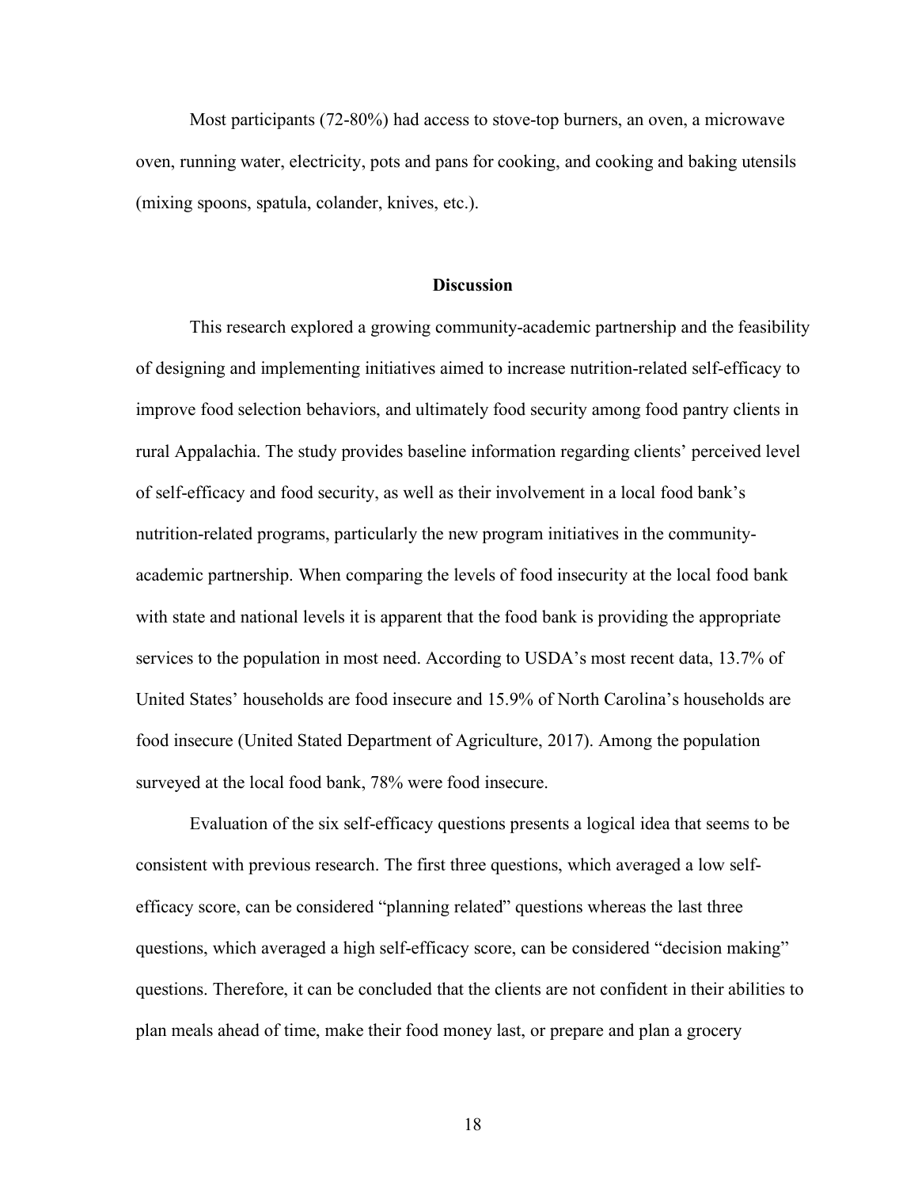Most participants (72-80%) had access to stove-top burners, an oven, a microwave oven, running water, electricity, pots and pans for cooking, and cooking and baking utensils (mixing spoons, spatula, colander, knives, etc.).

## Discussion

This research explored a growing community-academic partnership and the feasibility of designing and implementing initiatives aimed to increase nutrition-related self-efficacy to improve food selection behaviors, and ultimately food security among food pantry clients in rural Appalachia. The study provides baseline information regarding clients' perceived level of self-efficacy and food security, as well as their involvement in a local food bank's nutrition-related programs, particularly the new program initiatives in the community-academic partnership. When comparing the levels of food insecurity at the local food bank with state and national levels it is apparent that the food bank is providing the appropriate services to the population in most need. According to USDA's most recent data, 13.7% of United States' households are food insecure and 15.9% of North Carolina's households are food insecure (United Stated Department of Agriculture, 2017). Among the population surveyed at the local food bank, 78% were food insecure.

Evaluation of the six self-efficacy questions presents a logical idea that seems to be consistent with previous research. The first three questions, which averaged a low self-efficacy score, can be considered "planning related" questions whereas the last three questions, which averaged a high self-efficacy score, can be considered "decision making" questions. Therefore, it can be concluded that the clients are not confident in their abilities to plan meals ahead of time, make their food money last, or prepare and plan a grocery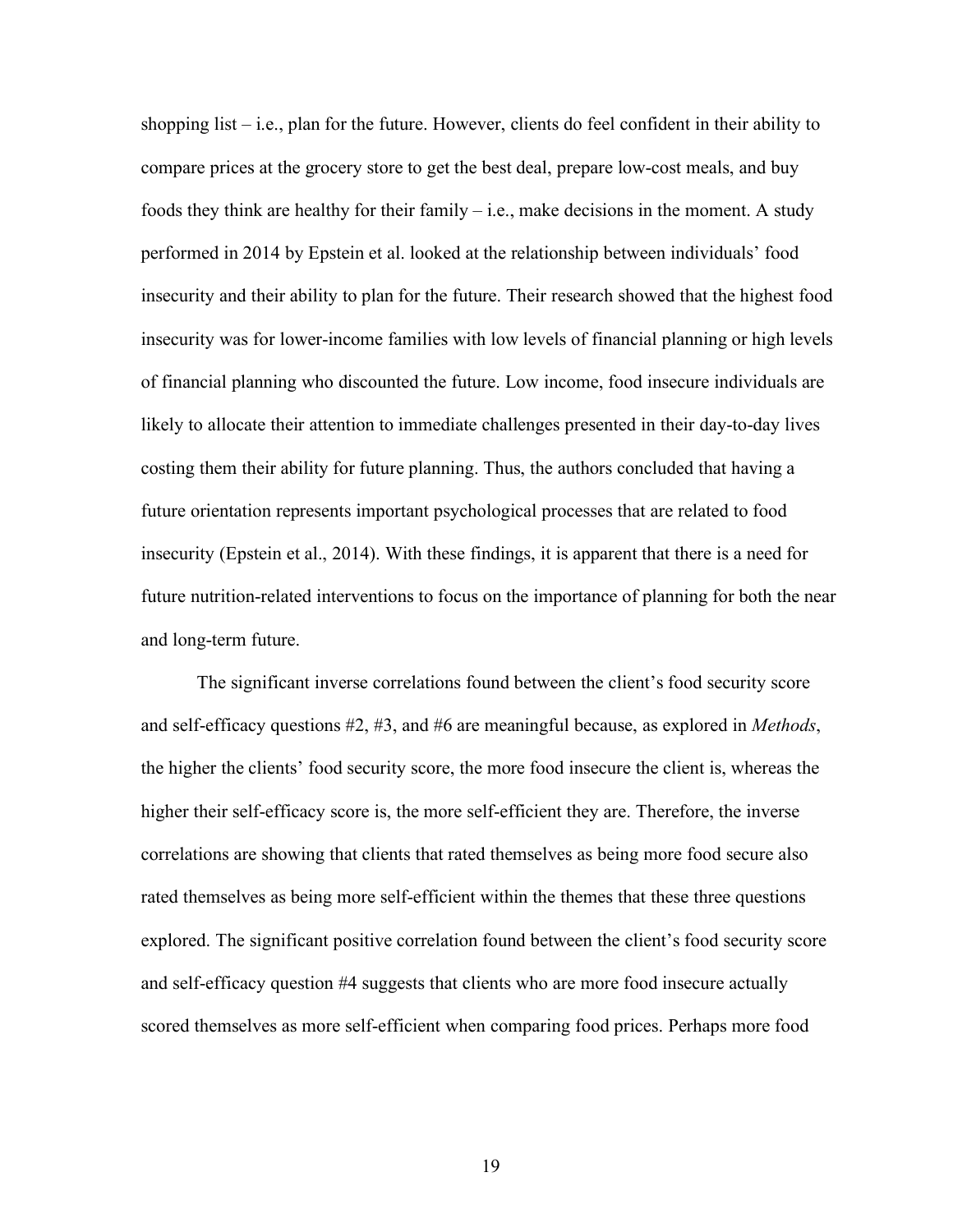shopping list – i.e., plan for the future. However, clients do feel confident in their ability to compare prices at the grocery store to get the best deal, prepare low-cost meals, and buy foods they think are healthy for their family – i.e., make decisions in the moment. A study performed in 2014 by Epstein et al. looked at the relationship between individuals' food insecurity and their ability to plan for the future. Their research showed that the highest food insecurity was for lower-income families with low levels of financial planning or high levels of financial planning who discounted the future. Low income, food insecure individuals are likely to allocate their attention to immediate challenges presented in their day-to-day lives costing them their ability for future planning. Thus, the authors concluded that having a future orientation represents important psychological processes that are related to food insecurity (Epstein et al., 2014). With these findings, it is apparent that there is a need for future nutrition-related interventions to focus on the importance of planning for both the near and long-term future.

The significant inverse correlations found between the client's food security score and self-efficacy questions #2, #3, and #6 are meaningful because, as explored in *Methods*, the higher the clients' food security score, the more food insecure the client is, whereas the higher their self-efficacy score is, the more self-efficient they are. Therefore, the inverse correlations are showing that clients that rated themselves as being more food secure also rated themselves as being more self-efficient within the themes that these three questions explored. The significant positive correlation found between the client's food security score and self-efficacy question #4 suggests that clients who are more food insecure actually scored themselves as more self-efficient when comparing food prices. Perhaps more food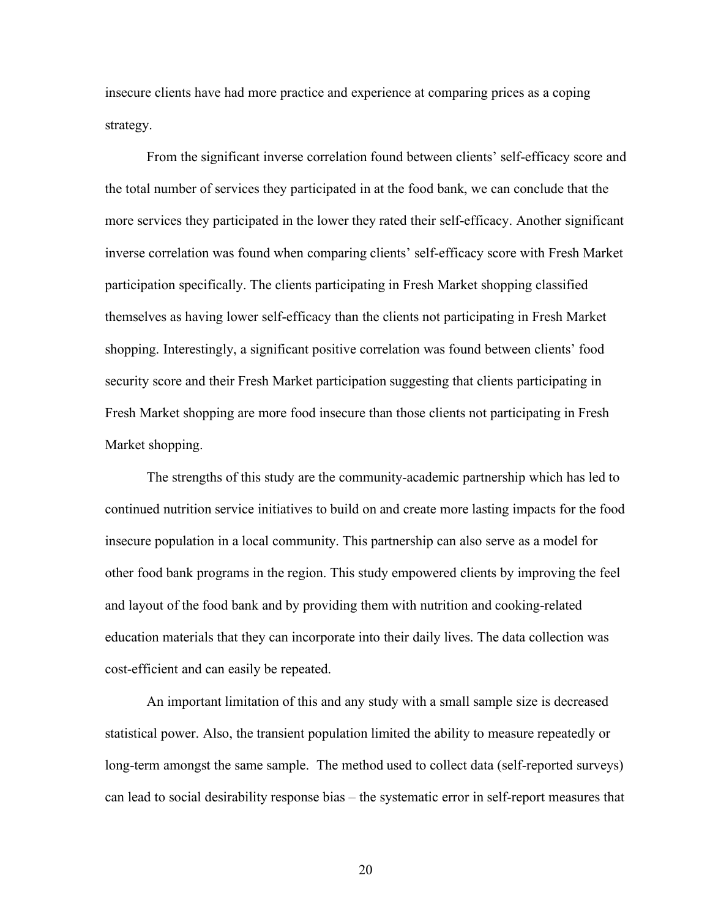insecure clients have had more practice and experience at comparing prices as a coping strategy.

From the significant inverse correlation found between clients' self-efficacy score and the total number of services they participated in at the food bank, we can conclude that the more services they participated in the lower they rated their self-efficacy. Another significant inverse correlation was found when comparing clients' self-efficacy score with Fresh Market participation specifically. The clients participating in Fresh Market shopping classified themselves as having lower self-efficacy than the clients not participating in Fresh Market shopping. Interestingly, a significant positive correlation was found between clients' food security score and their Fresh Market participation suggesting that clients participating in Fresh Market shopping are more food insecure than those clients not participating in Fresh Market shopping.

The strengths of this study are the community-academic partnership which has led to continued nutrition service initiatives to build on and create more lasting impacts for the food insecure population in a local community. This partnership can also serve as a model for other food bank programs in the region. This study empowered clients by improving the feel and layout of the food bank and by providing them with nutrition and cooking-related education materials that they can incorporate into their daily lives. The data collection was cost-efficient and can easily be repeated.

An important limitation of this and any study with a small sample size is decreased statistical power. Also, the transient population limited the ability to measure repeatedly or long-term amongst the same sample. The method used to collect data (self-reported surveys) can lead to social desirability response bias – the systematic error in self-report measures that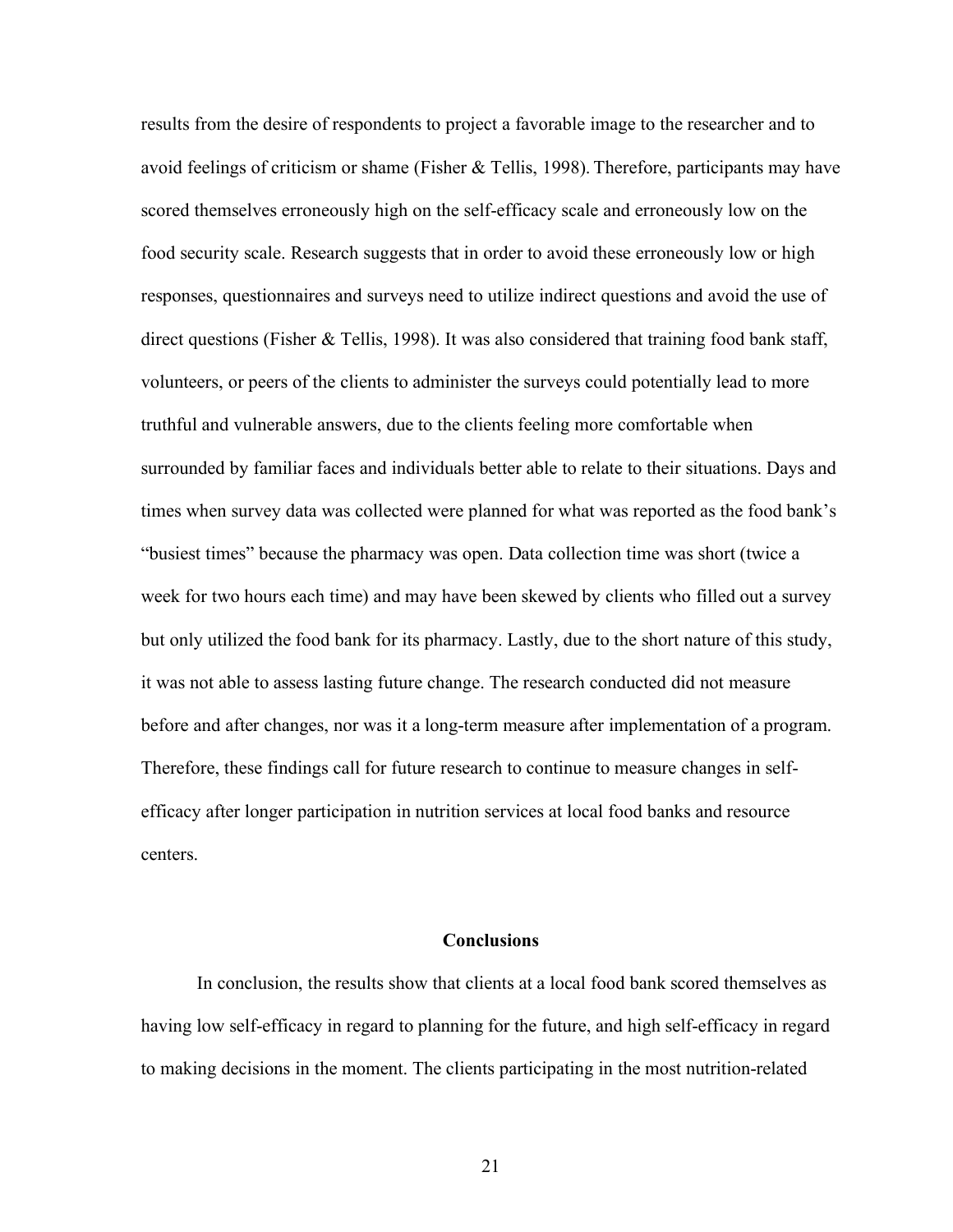results from the desire of respondents to project a favorable image to the researcher and to avoid feelings of criticism or shame (Fisher & Tellis, 1998). Therefore, participants may have scored themselves erroneously high on the self-efficacy scale and erroneously low on the food security scale. Research suggests that in order to avoid these erroneously low or high responses, questionnaires and surveys need to utilize indirect questions and avoid the use of direct questions (Fisher & Tellis, 1998). It was also considered that training food bank staff, volunteers, or peers of the clients to administer the surveys could potentially lead to more truthful and vulnerable answers, due to the clients feeling more comfortable when surrounded by familiar faces and individuals better able to relate to their situations. Days and times when survey data was collected were planned for what was reported as the food bank's "busiest times" because the pharmacy was open. Data collection time was short (twice a week for two hours each time) and may have been skewed by clients who filled out a survey but only utilized the food bank for its pharmacy. Lastly, due to the short nature of this study, it was not able to assess lasting future change. The research conducted did not measure before and after changes, nor was it a long-term measure after implementation of a program. Therefore, these findings call for future research to continue to measure changes in self-efficacy after longer participation in nutrition services at local food banks and resource centers.

## Conclusions

In conclusion, the results show that clients at a local food bank scored themselves as having low self-efficacy in regard to planning for the future, and high self-efficacy in regard to making decisions in the moment. The clients participating in the most nutrition-related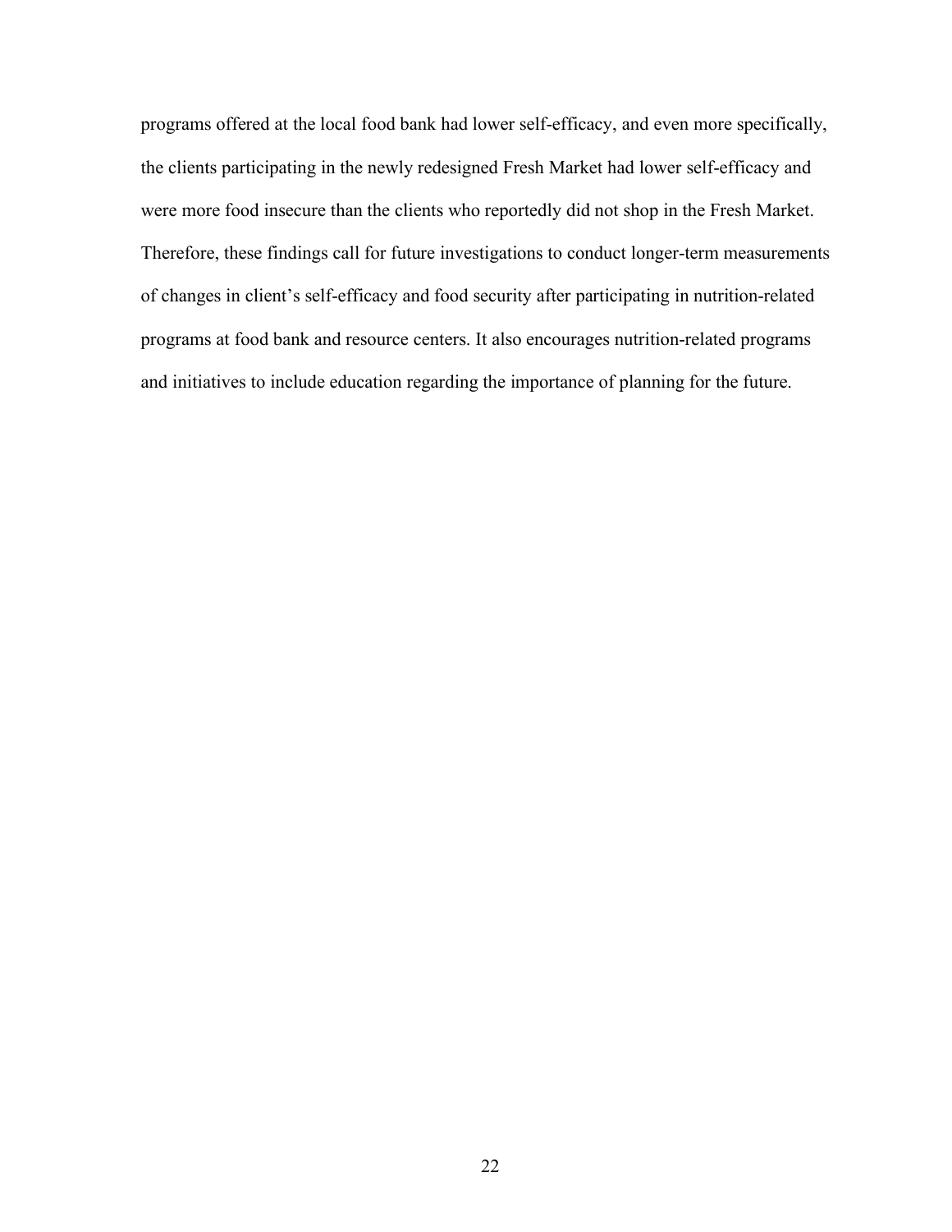programs offered at the local food bank had lower self-efficacy, and even more specifically, the clients participating in the newly redesigned Fresh Market had lower self-efficacy and were more food insecure than the clients who reportedly did not shop in the Fresh Market. Therefore, these findings call for future investigations to conduct longer-term measurements of changes in client's self-efficacy and food security after participating in nutrition-related programs at food bank and resource centers. It also encourages nutrition-related programs and initiatives to include education regarding the importance of planning for the future.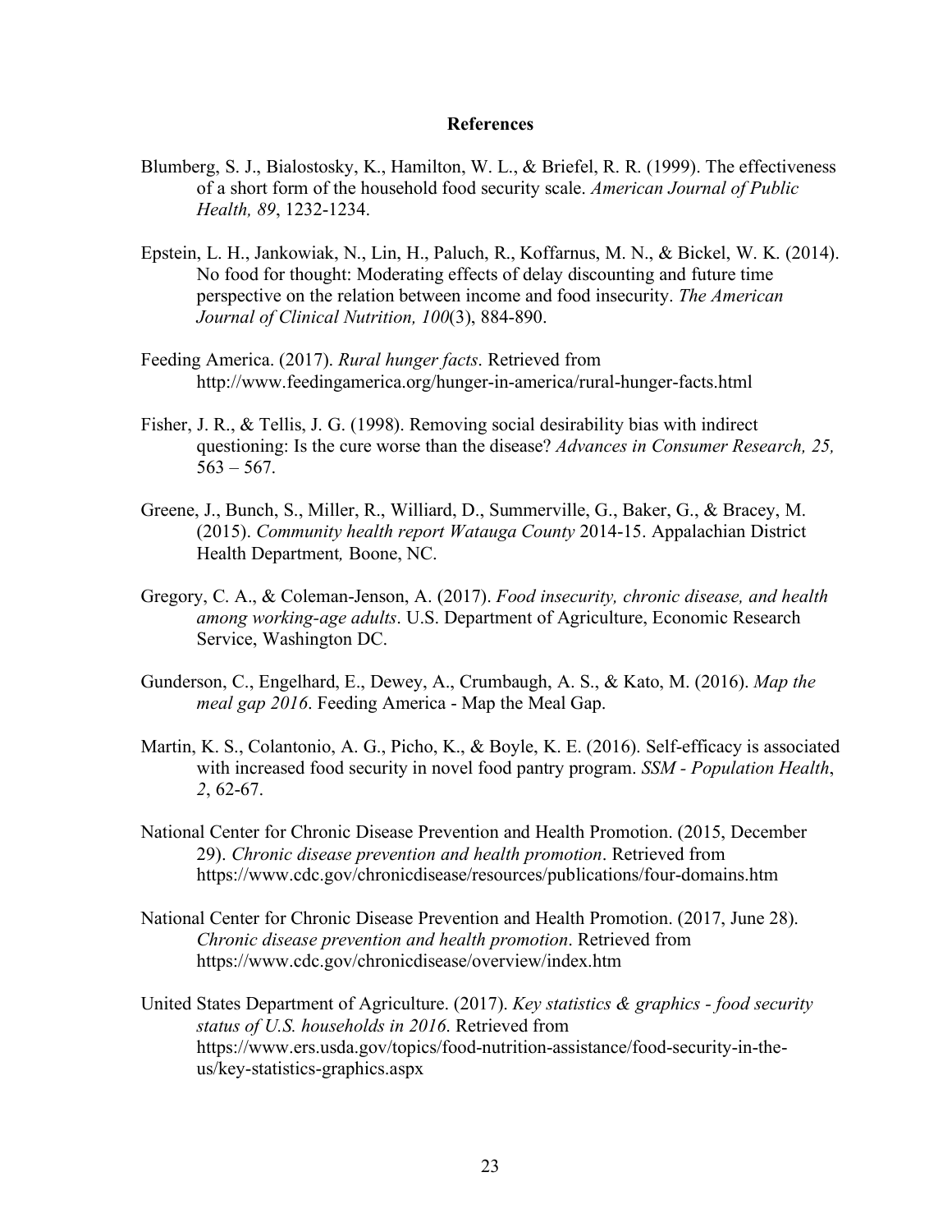## References

Blumberg, S. J., Bialostosky, K., Hamilton, W. L., & Briefel, R. R. (1999). The effectiveness of a short form of the household food security scale. *American Journal of Public Health, 89*, 1232-1234.

Epstein, L. H., Jankowiak, N., Lin, H., Paluch, R., Koffarnus, M. N., & Bickel, W. K. (2014). No food for thought: Moderating effects of delay discounting and future time perspective on the relation between income and food insecurity. *The American Journal of Clinical Nutrition, 100*(3), 884-890.

Feeding America. (2017). *Rural hunger facts*. Retrieved from http://www.feedingamerica.org/hunger-in-america/rural-hunger-facts.html

Fisher, J. R., & Tellis, J. G. (1998). Removing social desirability bias with indirect questioning: Is the cure worse than the disease? *Advances in Consumer Research, 25,* 563 – 567.

Greene, J., Bunch, S., Miller, R., Williard, D., Summerville, G., Baker, G., & Bracey, M. (2015). *Community health report Watauga County* 2014-15. Appalachian District Health Department*,* Boone, NC.

Gregory, C. A., & Coleman-Jenson, A. (2017). *Food insecurity, chronic disease, and health among working-age adults*. U.S. Department of Agriculture, Economic Research Service, Washington DC.

Gunderson, C., Engelhard, E., Dewey, A., Crumbaugh, A. S., & Kato, M. (2016). *Map the meal gap 2016*. Feeding America - Map the Meal Gap.

Martin, K. S., Colantonio, A. G., Picho, K., & Boyle, K. E. (2016). Self-efficacy is associated with increased food security in novel food pantry program. *SSM - Population Health*, *2*, 62-67.

National Center for Chronic Disease Prevention and Health Promotion. (2015, December 29). *Chronic disease prevention and health promotion*. Retrieved from https://www.cdc.gov/chronicdisease/resources/publications/four-domains.htm

National Center for Chronic Disease Prevention and Health Promotion. (2017, June 28). *Chronic disease prevention and health promotion*. Retrieved from https://www.cdc.gov/chronicdisease/overview/index.htm

United States Department of Agriculture. (2017). *Key statistics & graphics - food security status of U.S. households in 2016*. Retrieved from https://www.ers.usda.gov/topics/food-nutrition-assistance/food-security-in-the-us/key-statistics-graphics.aspx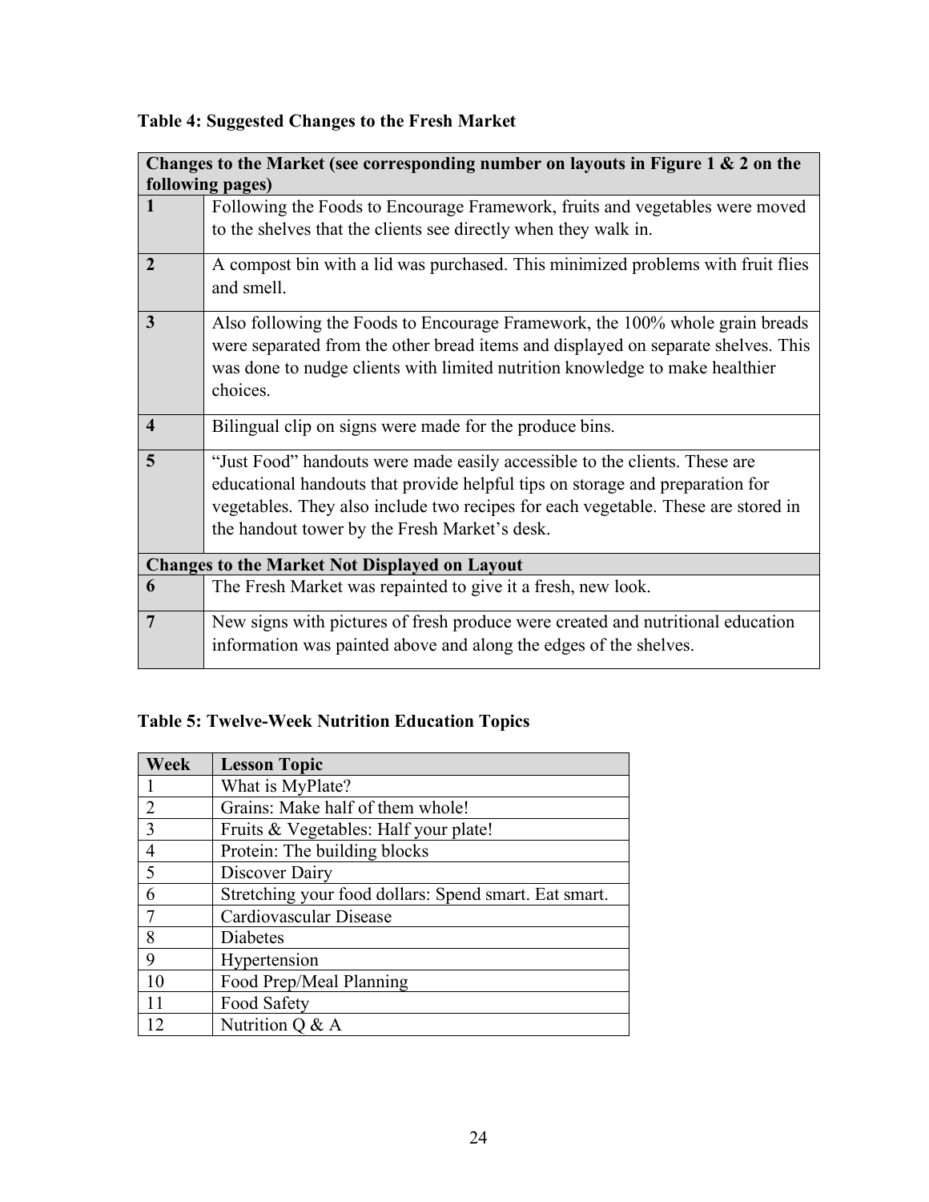**Table 4: Suggested Changes to the Fresh Market**

| Changes to the Market (see corresponding number on layouts in Figure 1 & 2 on the following pages) | |
|---|---|
| **1** | Following the Foods to Encourage Framework, fruits and vegetables were moved to the shelves that the clients see directly when they walk in. |
| **2** | A compost bin with a lid was purchased. This minimized problems with fruit flies and smell. |
| **3** | Also following the Foods to Encourage Framework, the 100% whole grain breads were separated from the other bread items and displayed on separate shelves. This was done to nudge clients with limited nutrition knowledge to make healthier choices. |
| **4** | Bilingual clip on signs were made for the produce bins. |
| **5** | "Just Food" handouts were made easily accessible to the clients. These are educational handouts that provide helpful tips on storage and preparation for vegetables. They also include two recipes for each vegetable. These are stored in the handout tower by the Fresh Market's desk. |
| **Changes to the Market Not Displayed on Layout** | |
| **6** | The Fresh Market was repainted to give it a fresh, new look. |
| **7** | New signs with pictures of fresh produce were created and nutritional education information was painted above and along the edges of the shelves. |

**Table 5: Twelve-Week Nutrition Education Topics**

| Week | Lesson Topic |
|---|---|
| 1 | What is MyPlate? |
| 2 | Grains: Make half of them whole! |
| 3 | Fruits & Vegetables: Half your plate! |
| 4 | Protein: The building blocks |
| 5 | Discover Dairy |
| 6 | Stretching your food dollars: Spend smart. Eat smart. |
| 7 | Cardiovascular Disease |
| 8 | Diabetes |
| 9 | Hypertension |
| 10 | Food Prep/Meal Planning |
| 11 | Food Safety |
| 12 | Nutrition Q & A |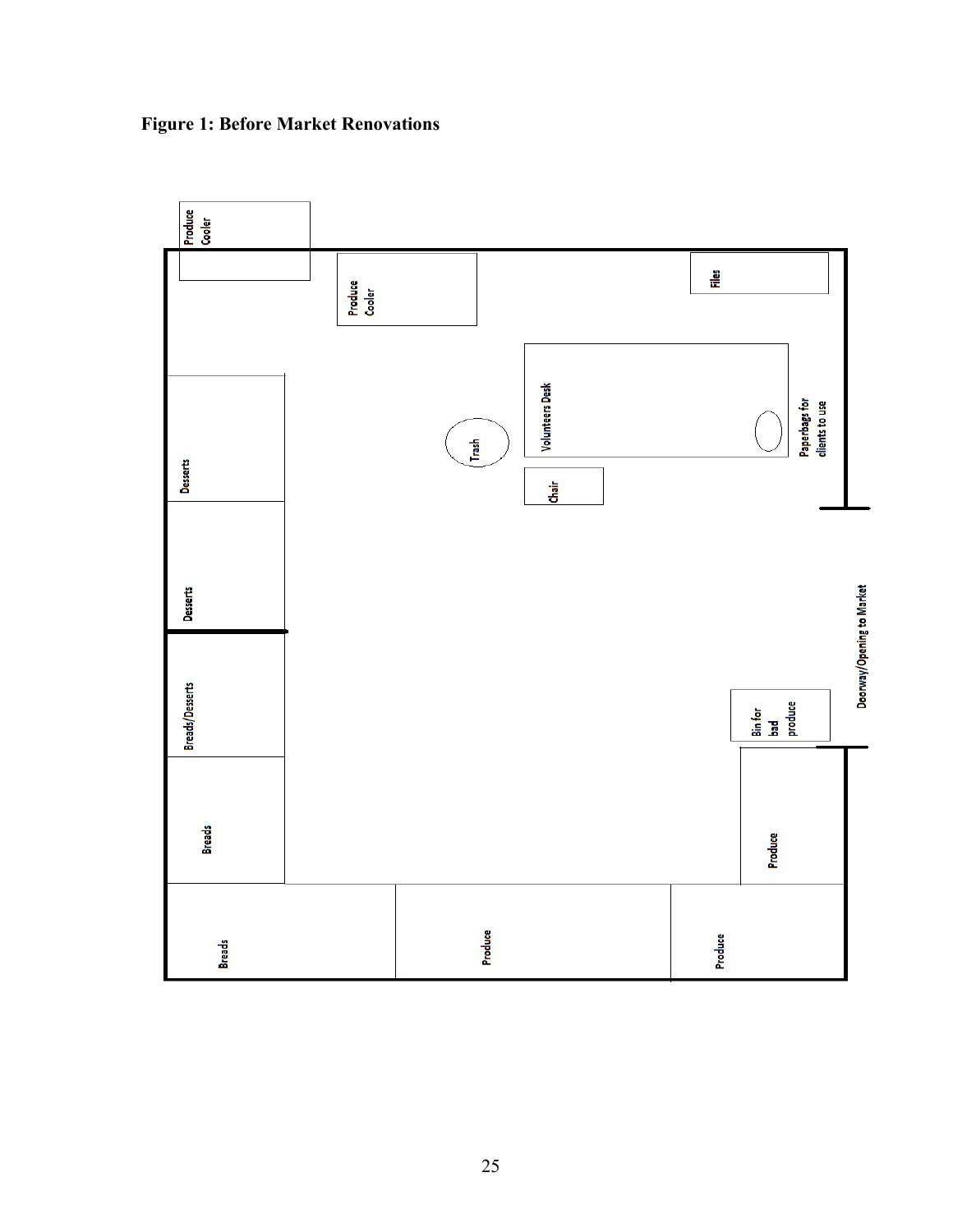**Figure 1: Before Market Renovations**

Produce Cooler

Produce Cooler

Files

Volunteers Desk

Trash

Chair

Paperbags for clients to use

Desserts

Desserts

Doorway/Opening to Market

Breads/Desserts

Bin for bad produce

Breads

Produce

Breads

Produce

Produce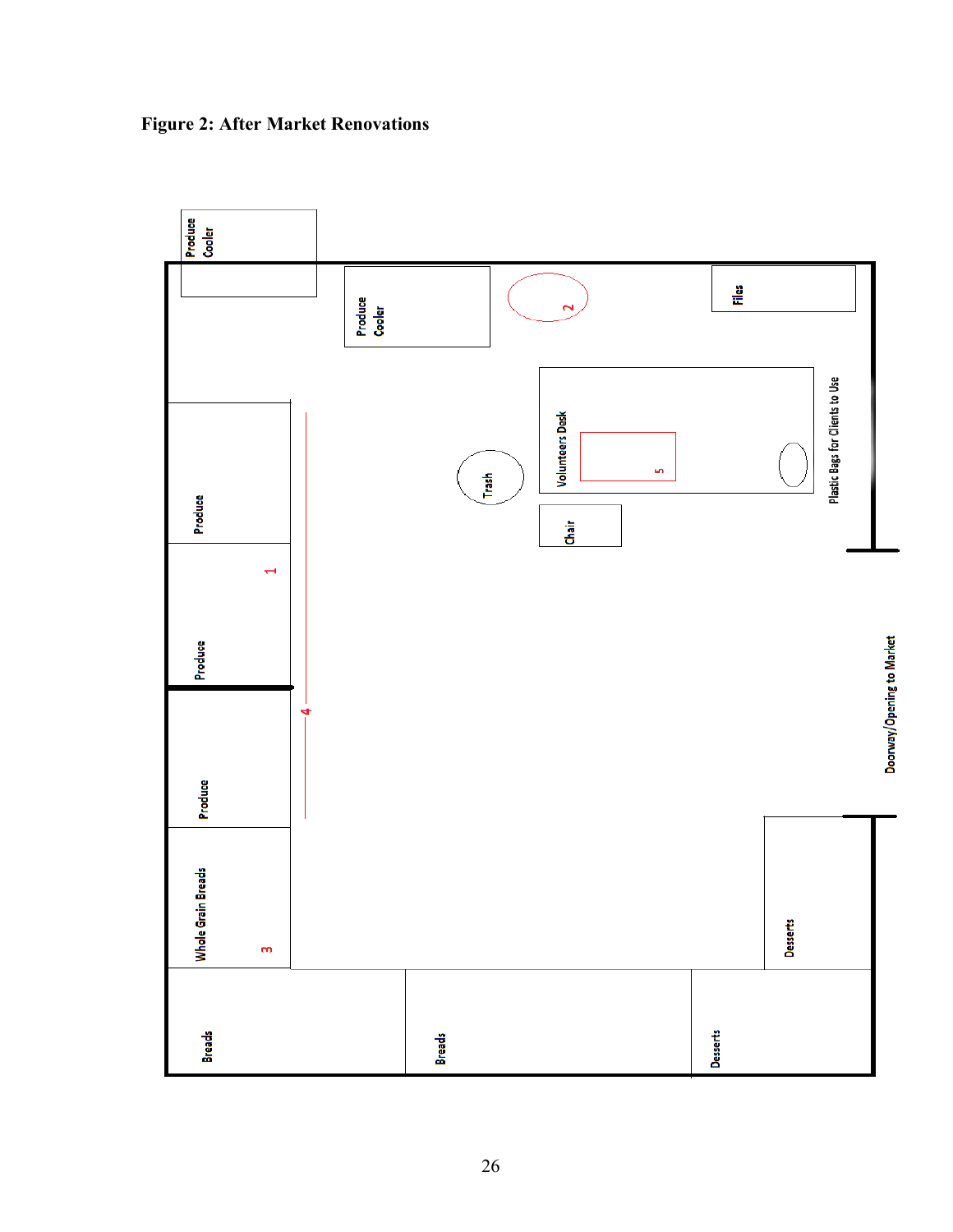**Figure 2: After Market Renovations**

Produce Cooler

Produce Cooler

2

Files

Volunteers Desk

5

Plastic Bags for Clients to Use

Trash

Chair

Produce

1

Produce

4

Produce

Doorway/Opening to Market

Whole Grain Breads

3

Desserts

Breads

Breads

Desserts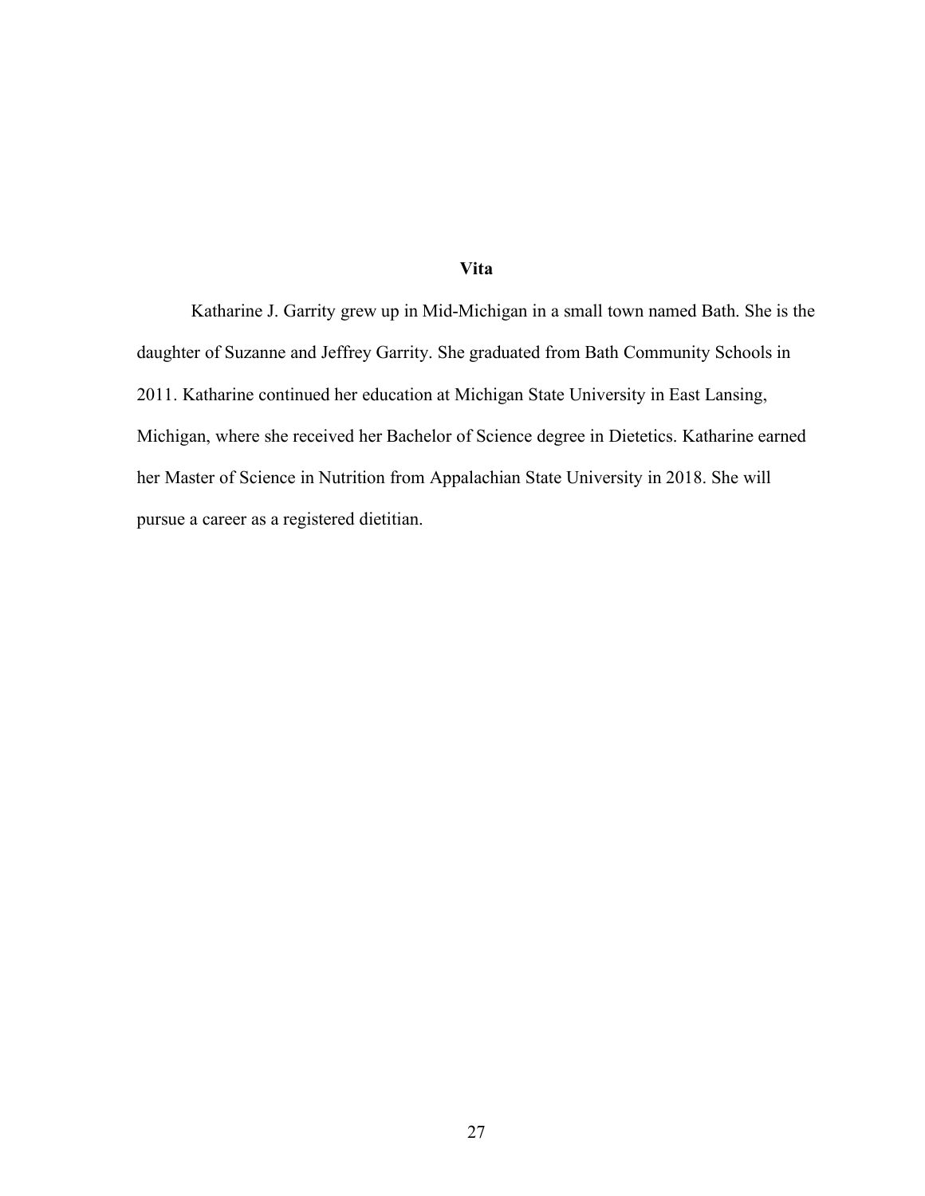# Vita

Katharine J. Garrity grew up in Mid-Michigan in a small town named Bath. She is the daughter of Suzanne and Jeffrey Garrity. She graduated from Bath Community Schools in 2011. Katharine continued her education at Michigan State University in East Lansing, Michigan, where she received her Bachelor of Science degree in Dietetics. Katharine earned her Master of Science in Nutrition from Appalachian State University in 2018. She will pursue a career as a registered dietitian.